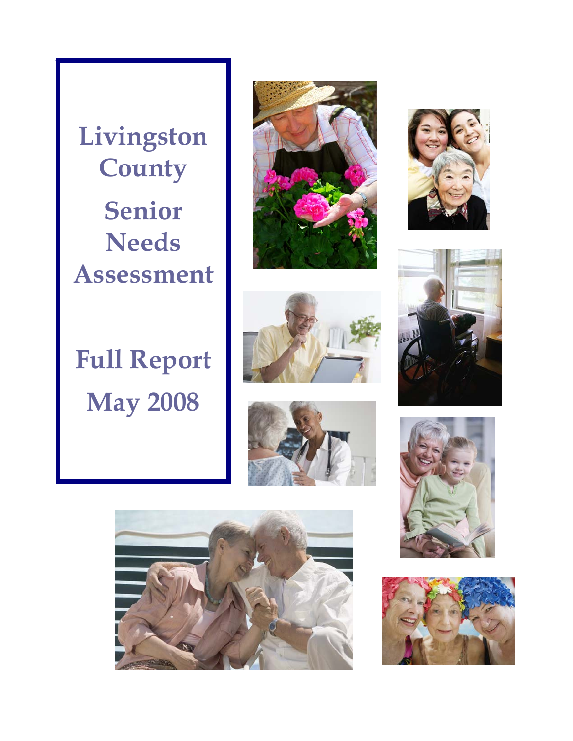# Livingston County Senior Needs Assessment

## Full Report

## May 2008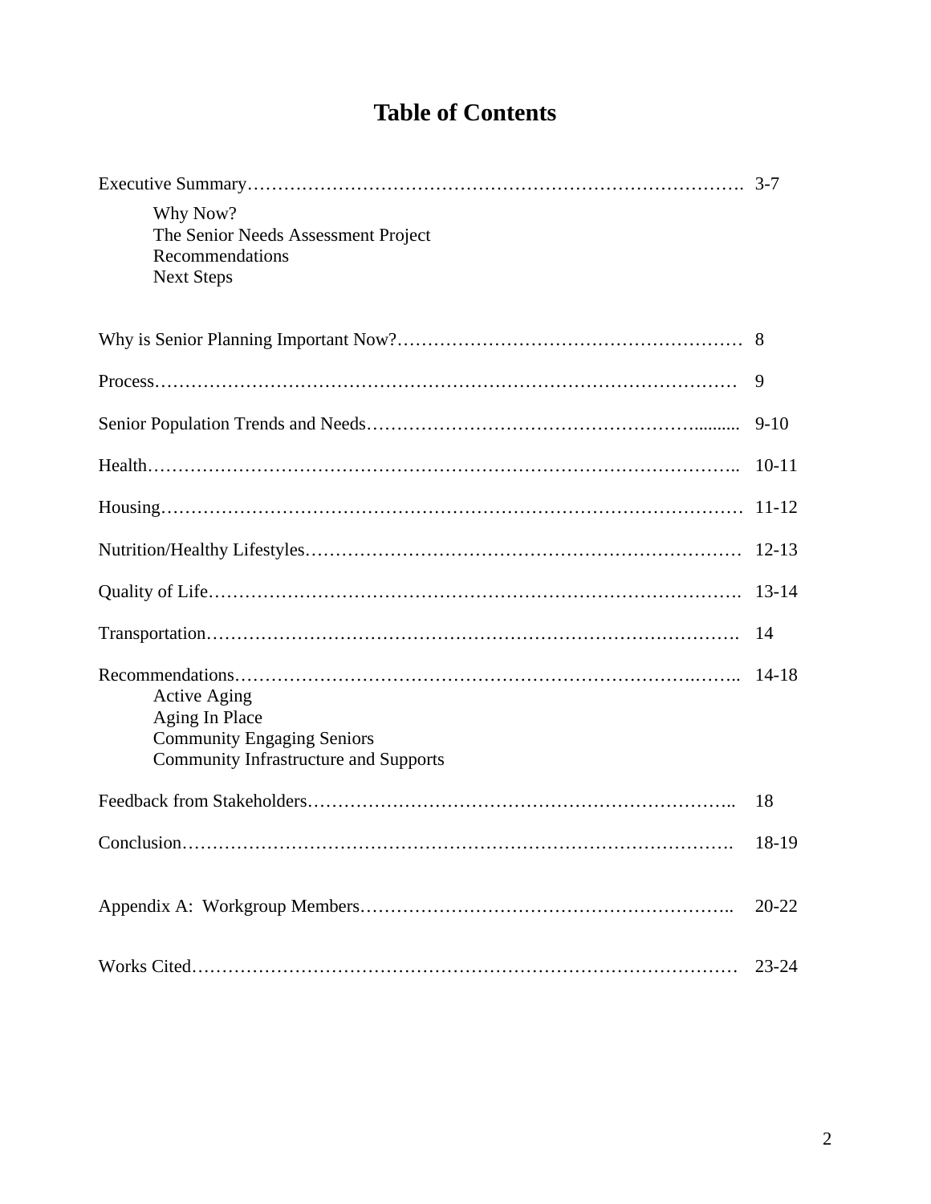# Table of Contents

| | |
|---|---|
| Executive Summary | 3-7 |
| &nbsp;&nbsp;&nbsp;&nbsp;Why Now? | |
| &nbsp;&nbsp;&nbsp;&nbsp;The Senior Needs Assessment Project | |
| &nbsp;&nbsp;&nbsp;&nbsp;Recommendations | |
| &nbsp;&nbsp;&nbsp;&nbsp;Next Steps | |
| Why is Senior Planning Important Now? | 8 |
| Process | 9 |
| Senior Population Trends and Needs | 9-10 |
| Health | 10-11 |
| Housing | 11-12 |
| Nutrition/Healthy Lifestyles | 12-13 |
| Quality of Life | 13-14 |
| Transportation | 14 |
| Recommendations | 14-18 |
| &nbsp;&nbsp;&nbsp;&nbsp;Active Aging | |
| &nbsp;&nbsp;&nbsp;&nbsp;Aging In Place | |
| &nbsp;&nbsp;&nbsp;&nbsp;Community Engaging Seniors | |
| &nbsp;&nbsp;&nbsp;&nbsp;Community Infrastructure and Supports | |
| Feedback from Stakeholders | 18 |
| Conclusion | 18-19 |
| Appendix A: Workgroup Members | 20-22 |
| Works Cited | 23-24 |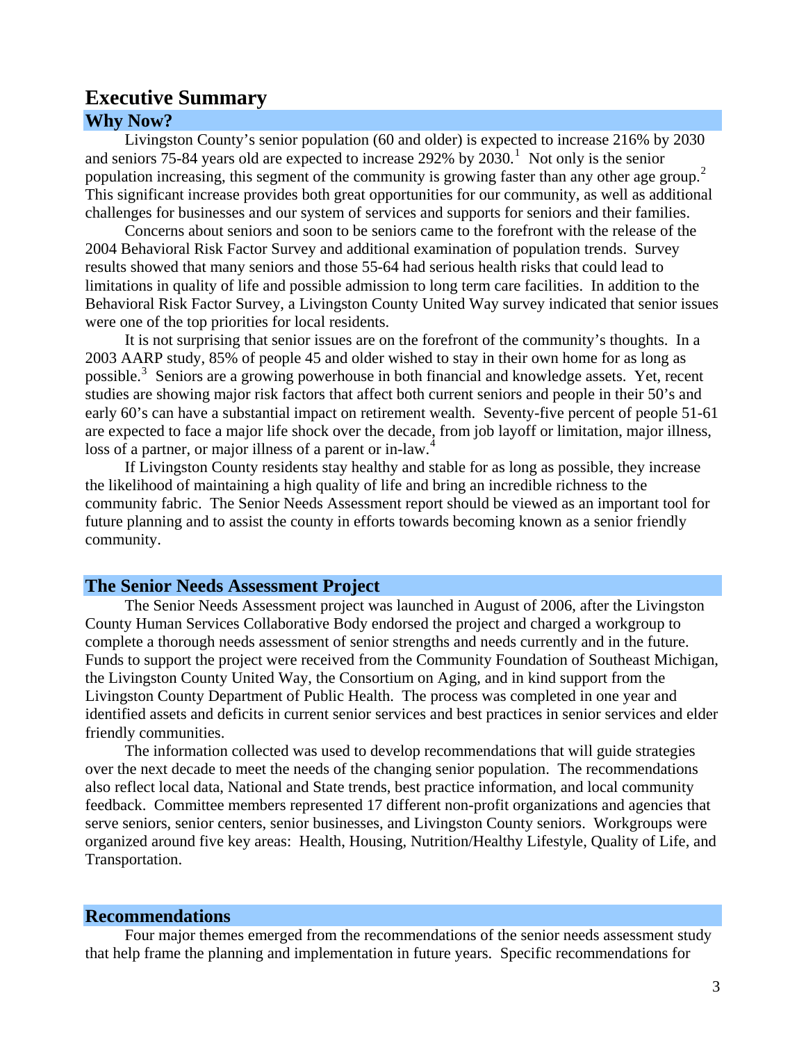# Executive Summary

## Why Now?

Livingston County's senior population (60 and older) is expected to increase 216% by 2030 and seniors 75-84 years old are expected to increase 292% by 2030.[1] Not only is the senior population increasing, this segment of the community is growing faster than any other age group.[2] This significant increase provides both great opportunities for our community, as well as additional challenges for businesses and our system of services and supports for seniors and their families.

Concerns about seniors and soon to be seniors came to the forefront with the release of the 2004 Behavioral Risk Factor Survey and additional examination of population trends. Survey results showed that many seniors and those 55-64 had serious health risks that could lead to limitations in quality of life and possible admission to long term care facilities. In addition to the Behavioral Risk Factor Survey, a Livingston County United Way survey indicated that senior issues were one of the top priorities for local residents.

It is not surprising that senior issues are on the forefront of the community's thoughts. In a 2003 AARP study, 85% of people 45 and older wished to stay in their own home for as long as possible.[3] Seniors are a growing powerhouse in both financial and knowledge assets. Yet, recent studies are showing major risk factors that affect both current seniors and people in their 50's and early 60's can have a substantial impact on retirement wealth. Seventy-five percent of people 51-61 are expected to face a major life shock over the decade, from job layoff or limitation, major illness, loss of a partner, or major illness of a parent or in-law.[4]

If Livingston County residents stay healthy and stable for as long as possible, they increase the likelihood of maintaining a high quality of life and bring an incredible richness to the community fabric. The Senior Needs Assessment report should be viewed as an important tool for future planning and to assist the county in efforts towards becoming known as a senior friendly community.

## The Senior Needs Assessment Project

The Senior Needs Assessment project was launched in August of 2006, after the Livingston County Human Services Collaborative Body endorsed the project and charged a workgroup to complete a thorough needs assessment of senior strengths and needs currently and in the future. Funds to support the project were received from the Community Foundation of Southeast Michigan, the Livingston County United Way, the Consortium on Aging, and in kind support from the Livingston County Department of Public Health. The process was completed in one year and identified assets and deficits in current senior services and best practices in senior services and elder friendly communities.

The information collected was used to develop recommendations that will guide strategies over the next decade to meet the needs of the changing senior population. The recommendations also reflect local data, National and State trends, best practice information, and local community feedback. Committee members represented 17 different non-profit organizations and agencies that serve seniors, senior centers, senior businesses, and Livingston County seniors. Workgroups were organized around five key areas: Health, Housing, Nutrition/Healthy Lifestyle, Quality of Life, and Transportation.

## Recommendations

Four major themes emerged from the recommendations of the senior needs assessment study that help frame the planning and implementation in future years. Specific recommendations for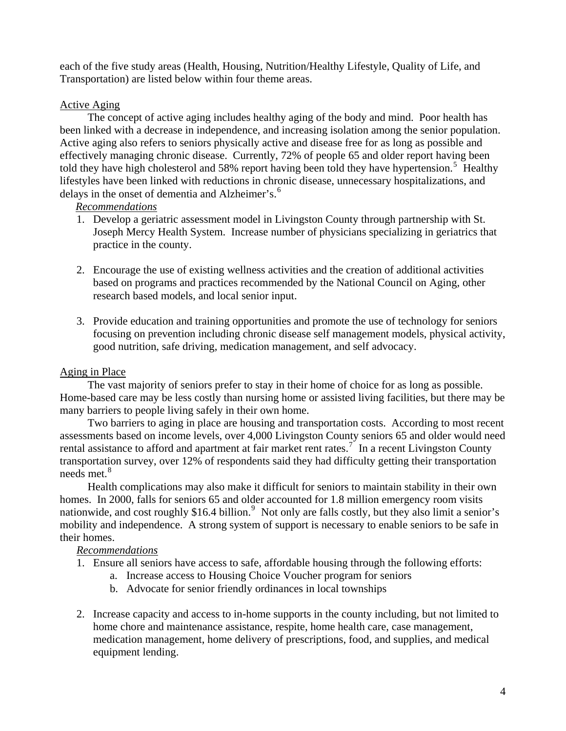each of the five study areas (Health, Housing, Nutrition/Healthy Lifestyle, Quality of Life, and Transportation) are listed below within four theme areas.

## Active Aging

The concept of active aging includes healthy aging of the body and mind. Poor health has been linked with a decrease in independence, and increasing isolation among the senior population. Active aging also refers to seniors physically active and disease free for as long as possible and effectively managing chronic disease. Currently, 72% of people 65 and older report having been told they have high cholesterol and 58% report having been told they have hypertension.[5] Healthy lifestyles have been linked with reductions in chronic disease, unnecessary hospitalizations, and delays in the onset of dementia and Alzheimer's.[6]

*Recommendations*

1. Develop a geriatric assessment model in Livingston County through partnership with St. Joseph Mercy Health System. Increase number of physicians specializing in geriatrics that practice in the county.

2. Encourage the use of existing wellness activities and the creation of additional activities based on programs and practices recommended by the National Council on Aging, other research based models, and local senior input.

3. Provide education and training opportunities and promote the use of technology for seniors focusing on prevention including chronic disease self management models, physical activity, good nutrition, safe driving, medication management, and self advocacy.

## Aging in Place

The vast majority of seniors prefer to stay in their home of choice for as long as possible. Home-based care may be less costly than nursing home or assisted living facilities, but there may be many barriers to people living safely in their own home.

Two barriers to aging in place are housing and transportation costs. According to most recent assessments based on income levels, over 4,000 Livingston County seniors 65 and older would need rental assistance to afford and apartment at fair market rent rates.[7] In a recent Livingston County transportation survey, over 12% of respondents said they had difficulty getting their transportation needs met.[8]

Health complications may also make it difficult for seniors to maintain stability in their own homes. In 2000, falls for seniors 65 and older accounted for 1.8 million emergency room visits nationwide, and cost roughly $16.4 billion.[9] Not only are falls costly, but they also limit a senior's mobility and independence. A strong system of support is necessary to enable seniors to be safe in their homes.

*Recommendations*

1. Ensure all seniors have access to safe, affordable housing through the following efforts:
   a. Increase access to Housing Choice Voucher program for seniors
   b. Advocate for senior friendly ordinances in local townships

2. Increase capacity and access to in-home supports in the county including, but not limited to home chore and maintenance assistance, respite, home health care, case management, medication management, home delivery of prescriptions, food, and supplies, and medical equipment lending.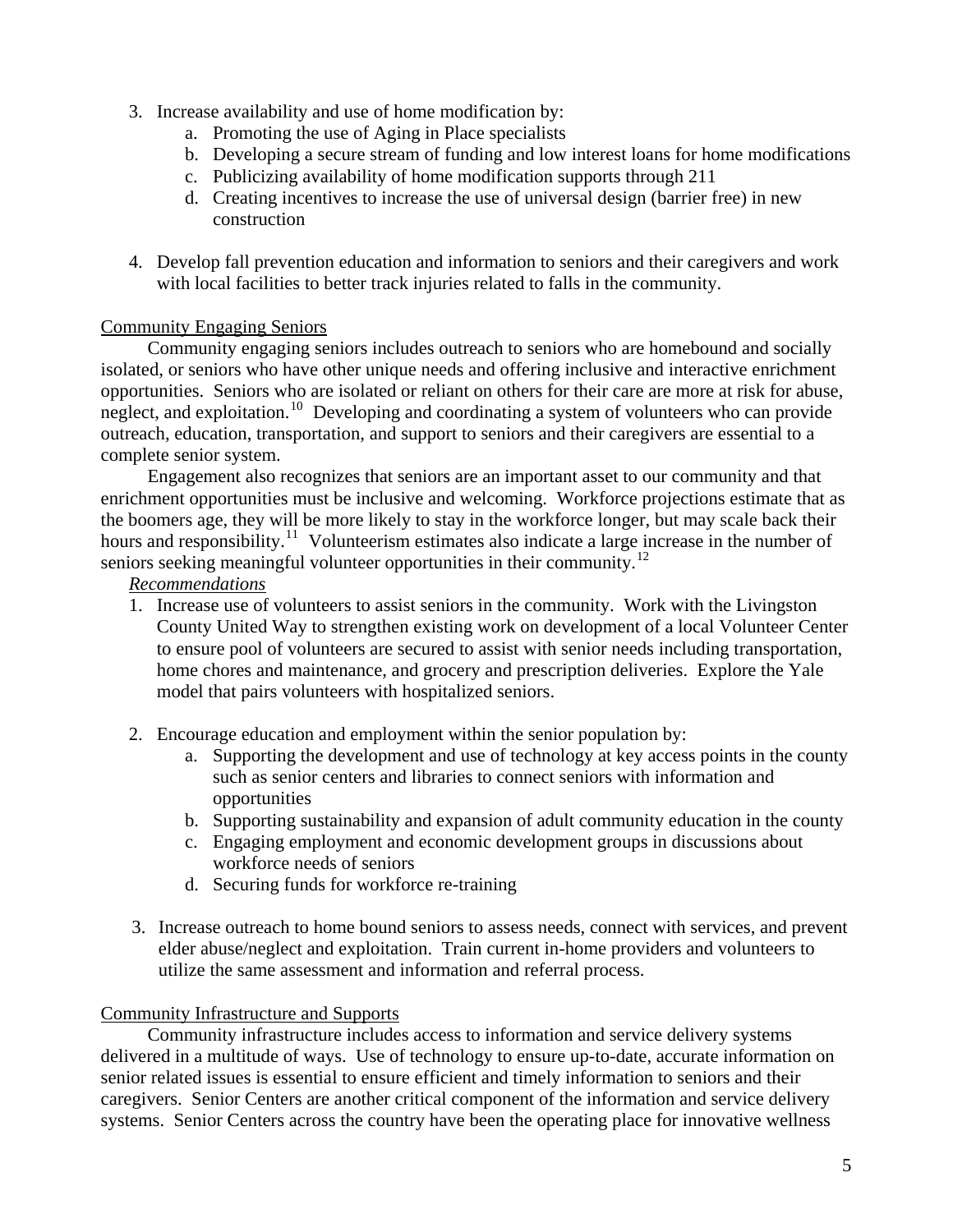3. Increase availability and use of home modification by:
   a. Promoting the use of Aging in Place specialists
   b. Developing a secure stream of funding and low interest loans for home modifications
   c. Publicizing availability of home modification supports through 211
   d. Creating incentives to increase the use of universal design (barrier free) in new construction

4. Develop fall prevention education and information to seniors and their caregivers and work with local facilities to better track injuries related to falls in the community.

Community Engaging Seniors

Community engaging seniors includes outreach to seniors who are homebound and socially isolated, or seniors who have other unique needs and offering inclusive and interactive enrichment opportunities. Seniors who are isolated or reliant on others for their care are more at risk for abuse, neglect, and exploitation.[10] Developing and coordinating a system of volunteers who can provide outreach, education, transportation, and support to seniors and their caregivers are essential to a complete senior system.

Engagement also recognizes that seniors are an important asset to our community and that enrichment opportunities must be inclusive and welcoming. Workforce projections estimate that as the boomers age, they will be more likely to stay in the workforce longer, but may scale back their hours and responsibility.[11] Volunteerism estimates also indicate a large increase in the number of seniors seeking meaningful volunteer opportunities in their community.[12]

*Recommendations*

1. Increase use of volunteers to assist seniors in the community. Work with the Livingston County United Way to strengthen existing work on development of a local Volunteer Center to ensure pool of volunteers are secured to assist with senior needs including transportation, home chores and maintenance, and grocery and prescription deliveries. Explore the Yale model that pairs volunteers with hospitalized seniors.

2. Encourage education and employment within the senior population by:
   a. Supporting the development and use of technology at key access points in the county such as senior centers and libraries to connect seniors with information and opportunities
   b. Supporting sustainability and expansion of adult community education in the county
   c. Engaging employment and economic development groups in discussions about workforce needs of seniors
   d. Securing funds for workforce re-training

3. Increase outreach to home bound seniors to assess needs, connect with services, and prevent elder abuse/neglect and exploitation. Train current in-home providers and volunteers to utilize the same assessment and information and referral process.

Community Infrastructure and Supports

Community infrastructure includes access to information and service delivery systems delivered in a multitude of ways. Use of technology to ensure up-to-date, accurate information on senior related issues is essential to ensure efficient and timely information to seniors and their caregivers. Senior Centers are another critical component of the information and service delivery systems. Senior Centers across the country have been the operating place for innovative wellness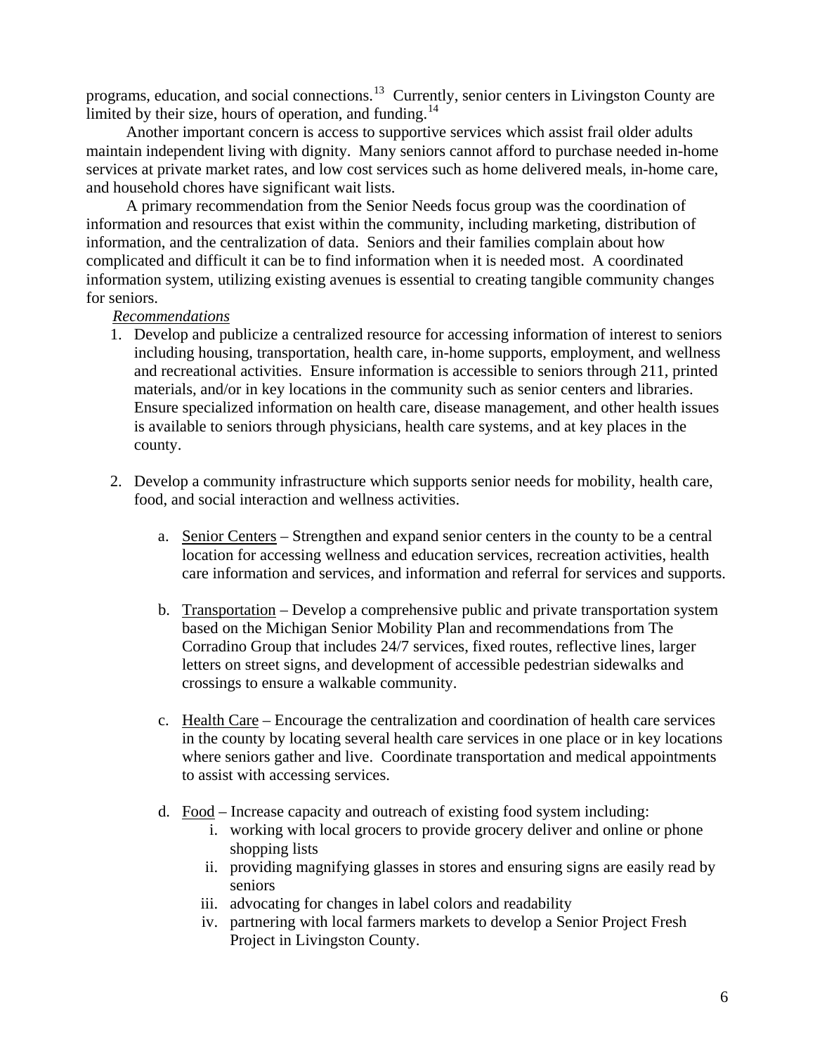programs, education, and social connections.[13] Currently, senior centers in Livingston County are limited by their size, hours of operation, and funding.[14]

Another important concern is access to supportive services which assist frail older adults maintain independent living with dignity. Many seniors cannot afford to purchase needed in-home services at private market rates, and low cost services such as home delivered meals, in-home care, and household chores have significant wait lists.

A primary recommendation from the Senior Needs focus group was the coordination of information and resources that exist within the community, including marketing, distribution of information, and the centralization of data. Seniors and their families complain about how complicated and difficult it can be to find information when it is needed most. A coordinated information system, utilizing existing avenues is essential to creating tangible community changes for seniors.

*Recommendations*

1. Develop and publicize a centralized resource for accessing information of interest to seniors including housing, transportation, health care, in-home supports, employment, and wellness and recreational activities. Ensure information is accessible to seniors through 211, printed materials, and/or in key locations in the community such as senior centers and libraries. Ensure specialized information on health care, disease management, and other health issues is available to seniors through physicians, health care systems, and at key places in the county.

2. Develop a community infrastructure which supports senior needs for mobility, health care, food, and social interaction and wellness activities.

   a. Senior Centers – Strengthen and expand senior centers in the county to be a central location for accessing wellness and education services, recreation activities, health care information and services, and information and referral for services and supports.

   b. Transportation – Develop a comprehensive public and private transportation system based on the Michigan Senior Mobility Plan and recommendations from The Corradino Group that includes 24/7 services, fixed routes, reflective lines, larger letters on street signs, and development of accessible pedestrian sidewalks and crossings to ensure a walkable community.

   c. Health Care – Encourage the centralization and coordination of health care services in the county by locating several health care services in one place or in key locations where seniors gather and live. Coordinate transportation and medical appointments to assist with accessing services.

   d. Food – Increase capacity and outreach of existing food system including:
      i. working with local grocers to provide grocery deliver and online or phone shopping lists
      ii. providing magnifying glasses in stores and ensuring signs are easily read by seniors
      iii. advocating for changes in label colors and readability
      iv. partnering with local farmers markets to develop a Senior Project Fresh Project in Livingston County.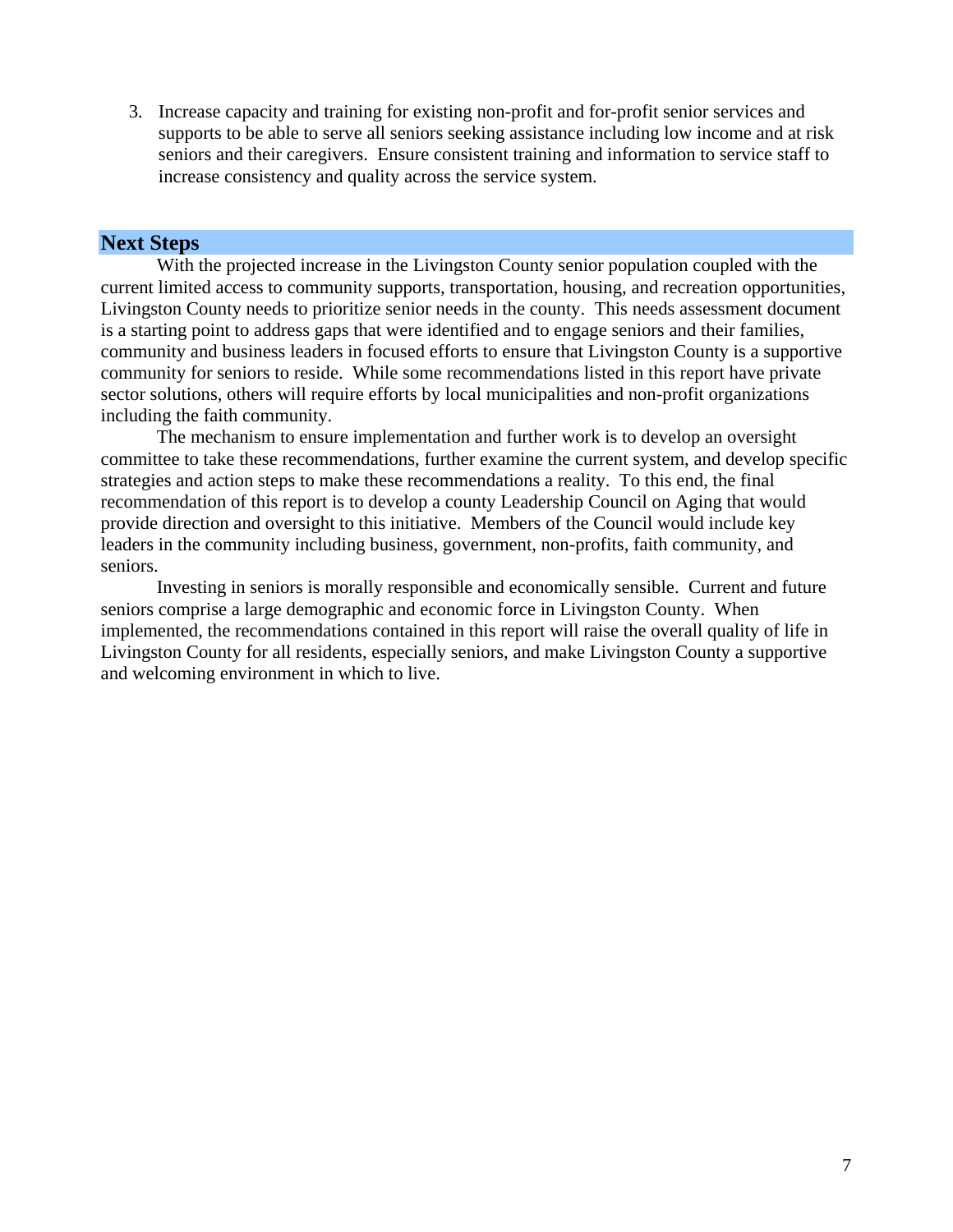3. Increase capacity and training for existing non-profit and for-profit senior services and supports to be able to serve all seniors seeking assistance including low income and at risk seniors and their caregivers. Ensure consistent training and information to service staff to increase consistency and quality across the service system.

## Next Steps

With the projected increase in the Livingston County senior population coupled with the current limited access to community supports, transportation, housing, and recreation opportunities, Livingston County needs to prioritize senior needs in the county. This needs assessment document is a starting point to address gaps that were identified and to engage seniors and their families, community and business leaders in focused efforts to ensure that Livingston County is a supportive community for seniors to reside. While some recommendations listed in this report have private sector solutions, others will require efforts by local municipalities and non-profit organizations including the faith community.

The mechanism to ensure implementation and further work is to develop an oversight committee to take these recommendations, further examine the current system, and develop specific strategies and action steps to make these recommendations a reality. To this end, the final recommendation of this report is to develop a county Leadership Council on Aging that would provide direction and oversight to this initiative. Members of the Council would include key leaders in the community including business, government, non-profits, faith community, and seniors.

Investing in seniors is morally responsible and economically sensible. Current and future seniors comprise a large demographic and economic force in Livingston County. When implemented, the recommendations contained in this report will raise the overall quality of life in Livingston County for all residents, especially seniors, and make Livingston County a supportive and welcoming environment in which to live.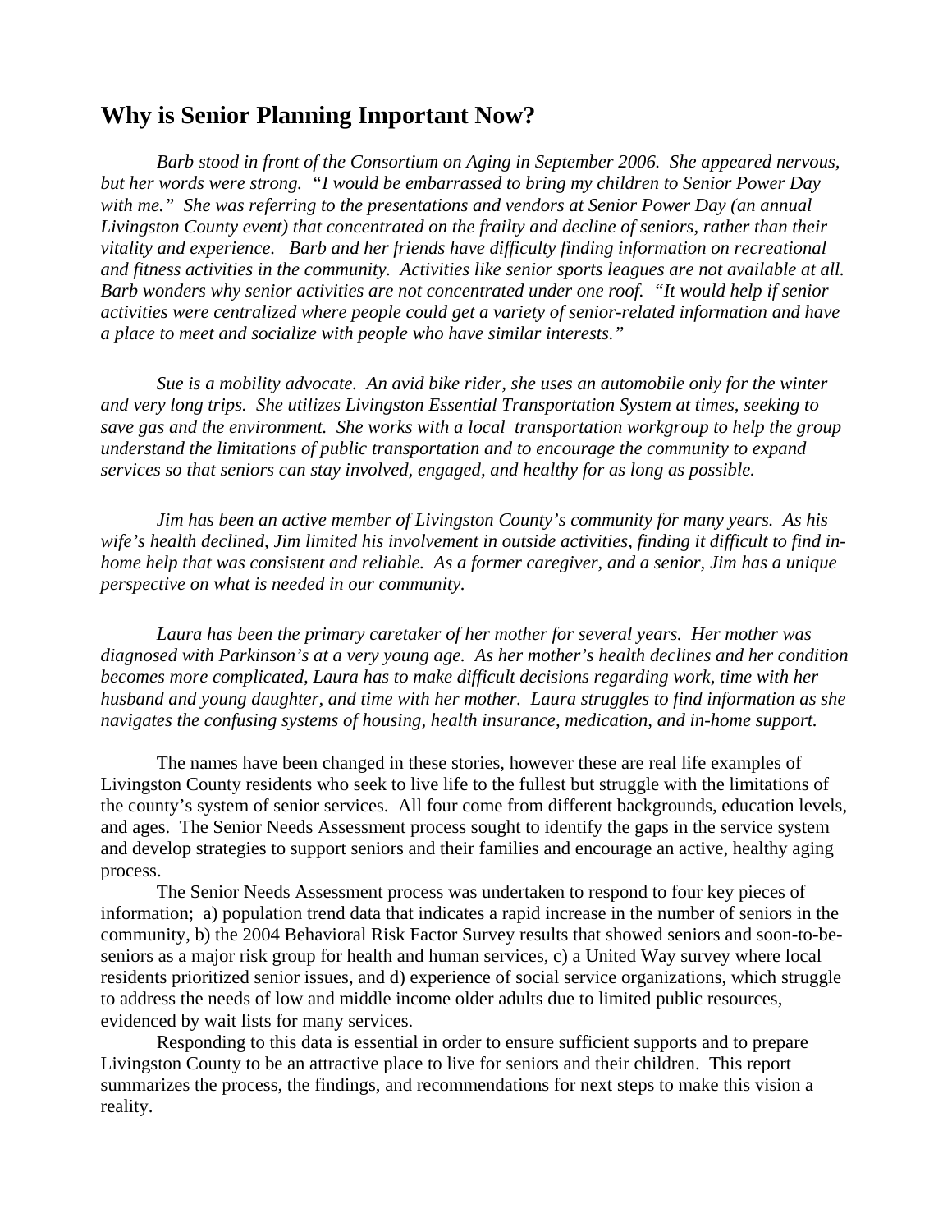## Why is Senior Planning Important Now?

*Barb stood in front of the Consortium on Aging in September 2006. She appeared nervous, but her words were strong. "I would be embarrassed to bring my children to Senior Power Day with me." She was referring to the presentations and vendors at Senior Power Day (an annual Livingston County event) that concentrated on the frailty and decline of seniors, rather than their vitality and experience. Barb and her friends have difficulty finding information on recreational and fitness activities in the community. Activities like senior sports leagues are not available at all. Barb wonders why senior activities are not concentrated under one roof. "It would help if senior activities were centralized where people could get a variety of senior-related information and have a place to meet and socialize with people who have similar interests."*

*Sue is a mobility advocate. An avid bike rider, she uses an automobile only for the winter and very long trips. She utilizes Livingston Essential Transportation System at times, seeking to save gas and the environment. She works with a local transportation workgroup to help the group understand the limitations of public transportation and to encourage the community to expand services so that seniors can stay involved, engaged, and healthy for as long as possible.*

*Jim has been an active member of Livingston County's community for many years. As his wife's health declined, Jim limited his involvement in outside activities, finding it difficult to find in-home help that was consistent and reliable. As a former caregiver, and a senior, Jim has a unique perspective on what is needed in our community.*

*Laura has been the primary caretaker of her mother for several years. Her mother was diagnosed with Parkinson's at a very young age. As her mother's health declines and her condition becomes more complicated, Laura has to make difficult decisions regarding work, time with her husband and young daughter, and time with her mother. Laura struggles to find information as she navigates the confusing systems of housing, health insurance, medication, and in-home support.*

The names have been changed in these stories, however these are real life examples of Livingston County residents who seek to live life to the fullest but struggle with the limitations of the county's system of senior services. All four come from different backgrounds, education levels, and ages. The Senior Needs Assessment process sought to identify the gaps in the service system and develop strategies to support seniors and their families and encourage an active, healthy aging process.

The Senior Needs Assessment process was undertaken to respond to four key pieces of information; a) population trend data that indicates a rapid increase in the number of seniors in the community, b) the 2004 Behavioral Risk Factor Survey results that showed seniors and soon-to-be-seniors as a major risk group for health and human services, c) a United Way survey where local residents prioritized senior issues, and d) experience of social service organizations, which struggle to address the needs of low and middle income older adults due to limited public resources, evidenced by wait lists for many services.

Responding to this data is essential in order to ensure sufficient supports and to prepare Livingston County to be an attractive place to live for seniors and their children. This report summarizes the process, the findings, and recommendations for next steps to make this vision a reality.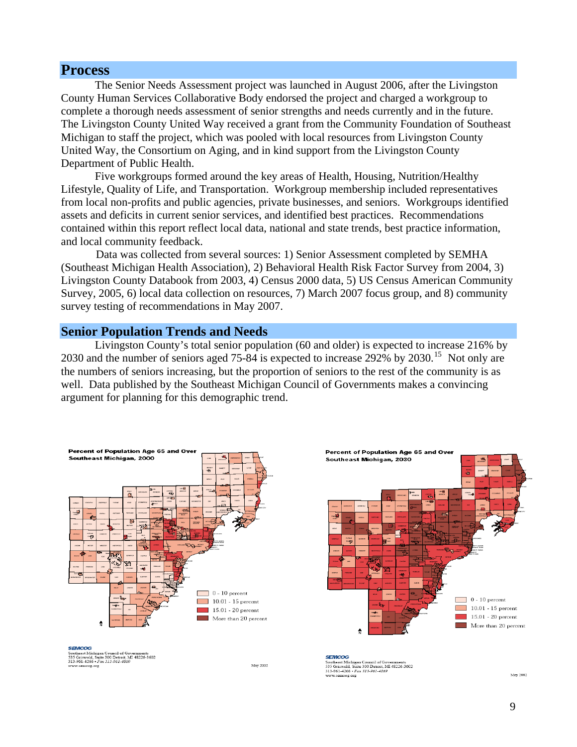## Process

The Senior Needs Assessment project was launched in August 2006, after the Livingston County Human Services Collaborative Body endorsed the project and charged a workgroup to complete a thorough needs assessment of senior strengths and needs currently and in the future. The Livingston County United Way received a grant from the Community Foundation of Southeast Michigan to staff the project, which was pooled with local resources from Livingston County United Way, the Consortium on Aging, and in kind support from the Livingston County Department of Public Health.

Five workgroups formed around the key areas of Health, Housing, Nutrition/Healthy Lifestyle, Quality of Life, and Transportation. Workgroup membership included representatives from local non-profits and public agencies, private businesses, and seniors. Workgroups identified assets and deficits in current senior services, and identified best practices. Recommendations contained within this report reflect local data, national and state trends, best practice information, and local community feedback.

Data was collected from several sources: 1) Senior Assessment completed by SEMHA (Southeast Michigan Health Association), 2) Behavioral Health Risk Factor Survey from 2004, 3) Livingston County Databook from 2003, 4) Census 2000 data, 5) US Census American Community Survey, 2005, 6) local data collection on resources, 7) March 2007 focus group, and 8) community survey testing of recommendations in May 2007.

## Senior Population Trends and Needs

Livingston County's total senior population (60 and older) is expected to increase 216% by 2030 and the number of seniors aged 75-84 is expected to increase 292% by 2030.[15] Not only are the numbers of seniors increasing, but the proportion of seniors to the rest of the community is as well. Data published by the Southeast Michigan Council of Governments makes a convincing argument for planning for this demographic trend.

**Percent of Population Age 65 and Over Southeast Michigan, 2000**

- 0 - 10 percent
- 10.01 - 15 percent
- 15.01 - 20 percent
- More than 20 percent

SEMCOG
Southeast Michigan Council of Governments
535 Griswold, Suite 300 Detroit, MI 48226-3602
313-961-4266 • Fax 313-961-4869
www.semcog.org

May 2002

**Percent of Population Age 65 and Over Southeast Michigan, 2030**

- 0 - 10 percent
- 10.01 - 15 percent
- 15.01 - 20 percent
- More than 20 percent

SEMCOG
Southeast Michigan Council of Governments
535 Griswold, Suite 300 Detroit, MI 48226-3602
313-961-4266 • Fax 313-961-4869
www.semcog.org

May 2002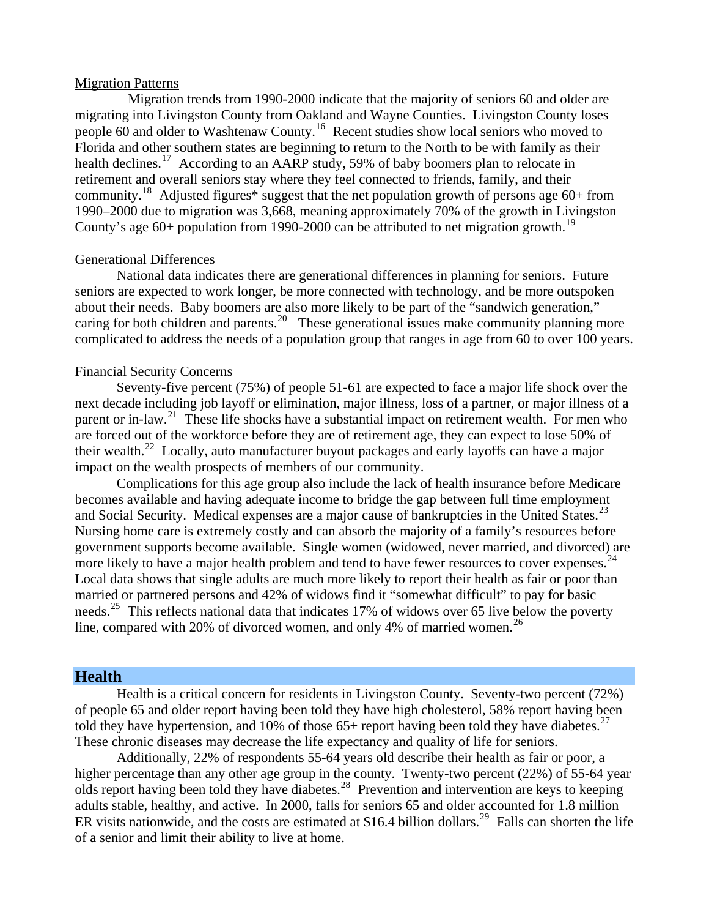Migration Patterns

Migration trends from 1990-2000 indicate that the majority of seniors 60 and older are migrating into Livingston County from Oakland and Wayne Counties. Livingston County loses people 60 and older to Washtenaw County.[16] Recent studies show local seniors who moved to Florida and other southern states are beginning to return to the North to be with family as their health declines.[17] According to an AARP study, 59% of baby boomers plan to relocate in retirement and overall seniors stay where they feel connected to friends, family, and their community.[18] Adjusted figures* suggest that the net population growth of persons age 60+ from 1990–2000 due to migration was 3,668, meaning approximately 70% of the growth in Livingston County's age 60+ population from 1990-2000 can be attributed to net migration growth.[19]

Generational Differences

National data indicates there are generational differences in planning for seniors. Future seniors are expected to work longer, be more connected with technology, and be more outspoken about their needs. Baby boomers are also more likely to be part of the "sandwich generation," caring for both children and parents.[20] These generational issues make community planning more complicated to address the needs of a population group that ranges in age from 60 to over 100 years.

Financial Security Concerns

Seventy-five percent (75%) of people 51-61 are expected to face a major life shock over the next decade including job layoff or elimination, major illness, loss of a partner, or major illness of a parent or in-law.[21] These life shocks have a substantial impact on retirement wealth. For men who are forced out of the workforce before they are of retirement age, they can expect to lose 50% of their wealth.[22] Locally, auto manufacturer buyout packages and early layoffs can have a major impact on the wealth prospects of members of our community.

Complications for this age group also include the lack of health insurance before Medicare becomes available and having adequate income to bridge the gap between full time employment and Social Security. Medical expenses are a major cause of bankruptcies in the United States.[23] Nursing home care is extremely costly and can absorb the majority of a family's resources before government supports become available. Single women (widowed, never married, and divorced) are more likely to have a major health problem and tend to have fewer resources to cover expenses.[24] Local data shows that single adults are much more likely to report their health as fair or poor than married or partnered persons and 42% of widows find it "somewhat difficult" to pay for basic needs.[25] This reflects national data that indicates 17% of widows over 65 live below the poverty line, compared with 20% of divorced women, and only 4% of married women.[26]

## Health

Health is a critical concern for residents in Livingston County. Seventy-two percent (72%) of people 65 and older report having been told they have high cholesterol, 58% report having been told they have hypertension, and 10% of those 65+ report having been told they have diabetes.[27] These chronic diseases may decrease the life expectancy and quality of life for seniors.

Additionally, 22% of respondents 55-64 years old describe their health as fair or poor, a higher percentage than any other age group in the county. Twenty-two percent (22%) of 55-64 year olds report having been told they have diabetes.[28] Prevention and intervention are keys to keeping adults stable, healthy, and active. In 2000, falls for seniors 65 and older accounted for 1.8 million ER visits nationwide, and the costs are estimated at $16.4 billion dollars.[29] Falls can shorten the life of a senior and limit their ability to live at home.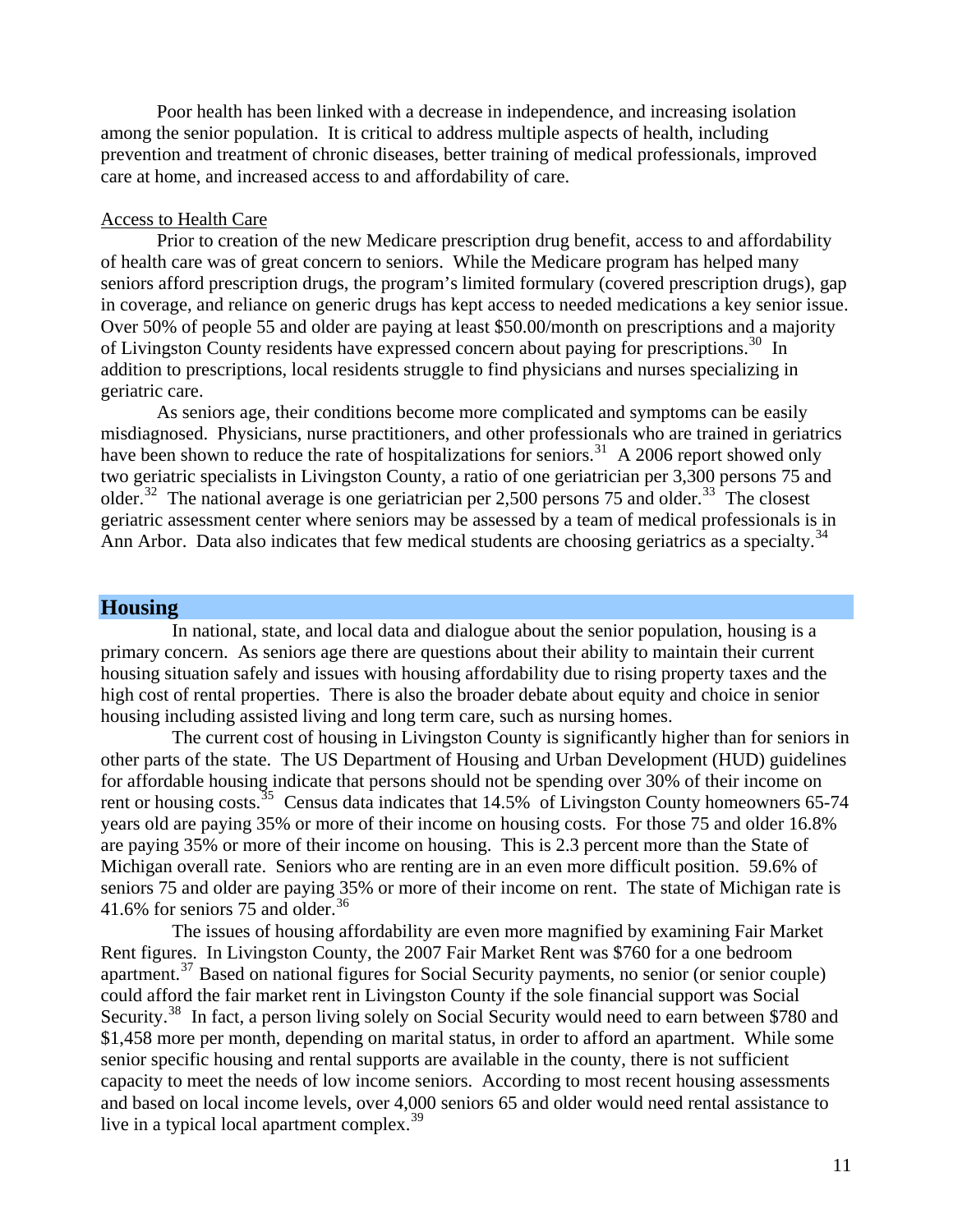Poor health has been linked with a decrease in independence, and increasing isolation among the senior population. It is critical to address multiple aspects of health, including prevention and treatment of chronic diseases, better training of medical professionals, improved care at home, and increased access to and affordability of care.

Access to Health Care

Prior to creation of the new Medicare prescription drug benefit, access to and affordability of health care was of great concern to seniors. While the Medicare program has helped many seniors afford prescription drugs, the program's limited formulary (covered prescription drugs), gap in coverage, and reliance on generic drugs has kept access to needed medications a key senior issue. Over 50% of people 55 and older are paying at least $50.00/month on prescriptions and a majority of Livingston County residents have expressed concern about paying for prescriptions.[30] In addition to prescriptions, local residents struggle to find physicians and nurses specializing in geriatric care.

As seniors age, their conditions become more complicated and symptoms can be easily misdiagnosed. Physicians, nurse practitioners, and other professionals who are trained in geriatrics have been shown to reduce the rate of hospitalizations for seniors.[31] A 2006 report showed only two geriatric specialists in Livingston County, a ratio of one geriatrician per 3,300 persons 75 and older.[32] The national average is one geriatrician per 2,500 persons 75 and older.[33] The closest geriatric assessment center where seniors may be assessed by a team of medical professionals is in Ann Arbor. Data also indicates that few medical students are choosing geriatrics as a specialty.[34]

## Housing

In national, state, and local data and dialogue about the senior population, housing is a primary concern. As seniors age there are questions about their ability to maintain their current housing situation safely and issues with housing affordability due to rising property taxes and the high cost of rental properties. There is also the broader debate about equity and choice in senior housing including assisted living and long term care, such as nursing homes.

The current cost of housing in Livingston County is significantly higher than for seniors in other parts of the state. The US Department of Housing and Urban Development (HUD) guidelines for affordable housing indicate that persons should not be spending over 30% of their income on rent or housing costs.[35] Census data indicates that 14.5% of Livingston County homeowners 65-74 years old are paying 35% or more of their income on housing costs. For those 75 and older 16.8% are paying 35% or more of their income on housing. This is 2.3 percent more than the State of Michigan overall rate. Seniors who are renting are in an even more difficult position. 59.6% of seniors 75 and older are paying 35% or more of their income on rent. The state of Michigan rate is 41.6% for seniors 75 and older.[36]

The issues of housing affordability are even more magnified by examining Fair Market Rent figures. In Livingston County, the 2007 Fair Market Rent was $760 for a one bedroom apartment.[37] Based on national figures for Social Security payments, no senior (or senior couple) could afford the fair market rent in Livingston County if the sole financial support was Social Security.[38] In fact, a person living solely on Social Security would need to earn between $780 and $1,458 more per month, depending on marital status, in order to afford an apartment. While some senior specific housing and rental supports are available in the county, there is not sufficient capacity to meet the needs of low income seniors. According to most recent housing assessments and based on local income levels, over 4,000 seniors 65 and older would need rental assistance to live in a typical local apartment complex.[39]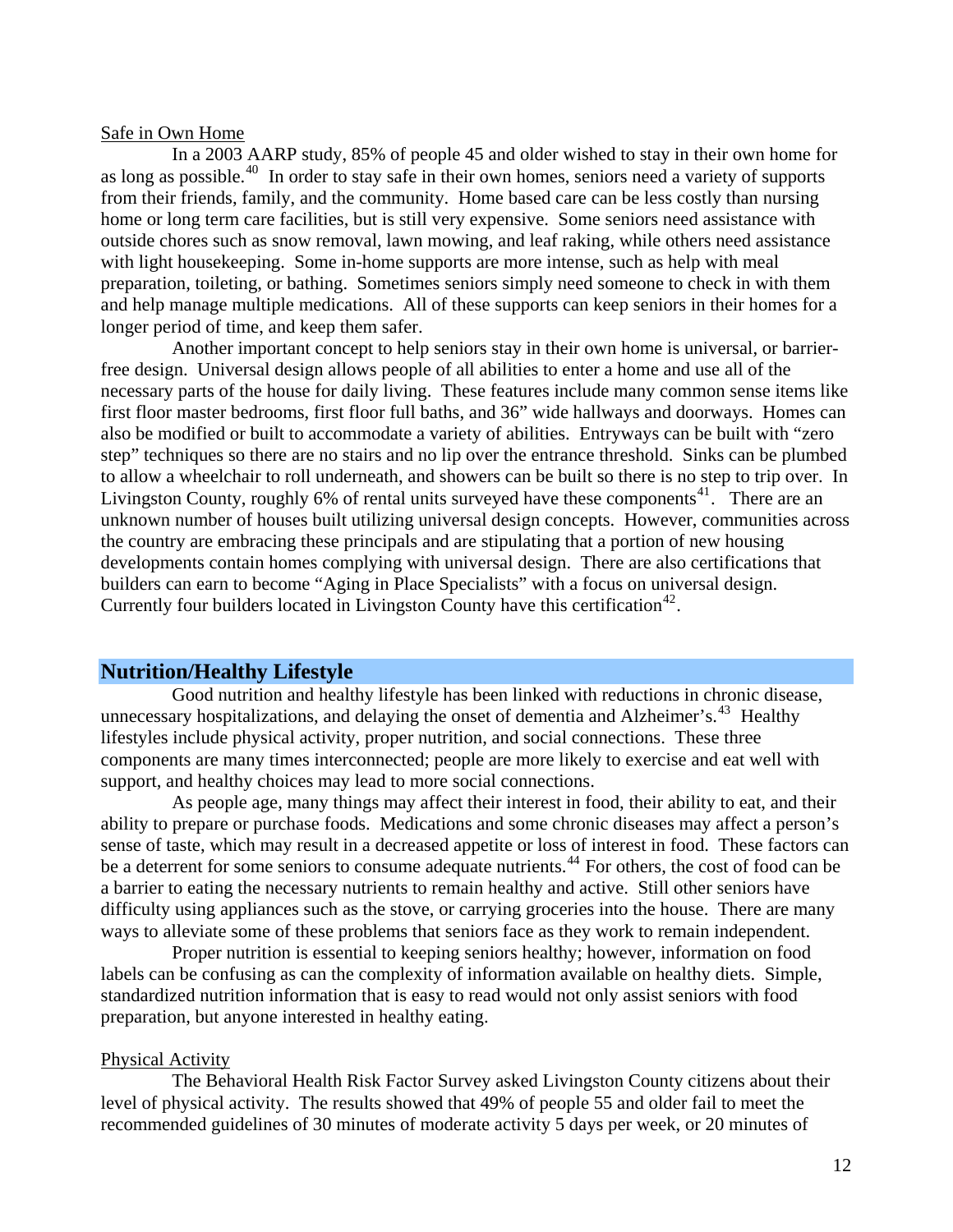Safe in Own Home

In a 2003 AARP study, 85% of people 45 and older wished to stay in their own home for as long as possible.[40] In order to stay safe in their own homes, seniors need a variety of supports from their friends, family, and the community. Home based care can be less costly than nursing home or long term care facilities, but is still very expensive. Some seniors need assistance with outside chores such as snow removal, lawn mowing, and leaf raking, while others need assistance with light housekeeping. Some in-home supports are more intense, such as help with meal preparation, toileting, or bathing. Sometimes seniors simply need someone to check in with them and help manage multiple medications. All of these supports can keep seniors in their homes for a longer period of time, and keep them safer.

Another important concept to help seniors stay in their own home is universal, or barrier-free design. Universal design allows people of all abilities to enter a home and use all of the necessary parts of the house for daily living. These features include many common sense items like first floor master bedrooms, first floor full baths, and 36" wide hallways and doorways. Homes can also be modified or built to accommodate a variety of abilities. Entryways can be built with "zero step" techniques so there are no stairs and no lip over the entrance threshold. Sinks can be plumbed to allow a wheelchair to roll underneath, and showers can be built so there is no step to trip over. In Livingston County, roughly 6% of rental units surveyed have these components[41]. There are an unknown number of houses built utilizing universal design concepts. However, communities across the country are embracing these principals and are stipulating that a portion of new housing developments contain homes complying with universal design. There are also certifications that builders can earn to become "Aging in Place Specialists" with a focus on universal design. Currently four builders located in Livingston County have this certification[42].

## Nutrition/Healthy Lifestyle

Good nutrition and healthy lifestyle has been linked with reductions in chronic disease, unnecessary hospitalizations, and delaying the onset of dementia and Alzheimer's.[43] Healthy lifestyles include physical activity, proper nutrition, and social connections. These three components are many times interconnected; people are more likely to exercise and eat well with support, and healthy choices may lead to more social connections.

As people age, many things may affect their interest in food, their ability to eat, and their ability to prepare or purchase foods. Medications and some chronic diseases may affect a person's sense of taste, which may result in a decreased appetite or loss of interest in food. These factors can be a deterrent for some seniors to consume adequate nutrients.[44] For others, the cost of food can be a barrier to eating the necessary nutrients to remain healthy and active. Still other seniors have difficulty using appliances such as the stove, or carrying groceries into the house. There are many ways to alleviate some of these problems that seniors face as they work to remain independent.

Proper nutrition is essential to keeping seniors healthy; however, information on food labels can be confusing as can the complexity of information available on healthy diets. Simple, standardized nutrition information that is easy to read would not only assist seniors with food preparation, but anyone interested in healthy eating.

Physical Activity

The Behavioral Health Risk Factor Survey asked Livingston County citizens about their level of physical activity. The results showed that 49% of people 55 and older fail to meet the recommended guidelines of 30 minutes of moderate activity 5 days per week, or 20 minutes of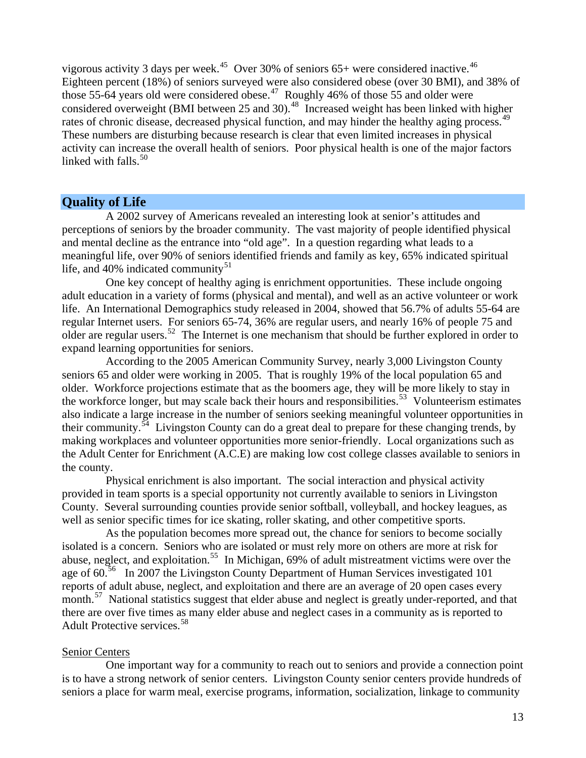vigorous activity 3 days per week.[45] Over 30% of seniors 65+ were considered inactive.[46] Eighteen percent (18%) of seniors surveyed were also considered obese (over 30 BMI), and 38% of those 55-64 years old were considered obese.[47] Roughly 46% of those 55 and older were considered overweight (BMI between 25 and 30).[48] Increased weight has been linked with higher rates of chronic disease, decreased physical function, and may hinder the healthy aging process.[49] These numbers are disturbing because research is clear that even limited increases in physical activity can increase the overall health of seniors. Poor physical health is one of the major factors linked with falls.[50]

## Quality of Life

A 2002 survey of Americans revealed an interesting look at senior's attitudes and perceptions of seniors by the broader community. The vast majority of people identified physical and mental decline as the entrance into "old age". In a question regarding what leads to a meaningful life, over 90% of seniors identified friends and family as key, 65% indicated spiritual life, and 40% indicated community[51]

One key concept of healthy aging is enrichment opportunities. These include ongoing adult education in a variety of forms (physical and mental), and well as an active volunteer or work life. An International Demographics study released in 2004, showed that 56.7% of adults 55-64 are regular Internet users. For seniors 65-74, 36% are regular users, and nearly 16% of people 75 and older are regular users.[52] The Internet is one mechanism that should be further explored in order to expand learning opportunities for seniors.

According to the 2005 American Community Survey, nearly 3,000 Livingston County seniors 65 and older were working in 2005. That is roughly 19% of the local population 65 and older. Workforce projections estimate that as the boomers age, they will be more likely to stay in the workforce longer, but may scale back their hours and responsibilities.[53] Volunteerism estimates also indicate a large increase in the number of seniors seeking meaningful volunteer opportunities in their community.[54] Livingston County can do a great deal to prepare for these changing trends, by making workplaces and volunteer opportunities more senior-friendly. Local organizations such as the Adult Center for Enrichment (A.C.E) are making low cost college classes available to seniors in the county.

Physical enrichment is also important. The social interaction and physical activity provided in team sports is a special opportunity not currently available to seniors in Livingston County. Several surrounding counties provide senior softball, volleyball, and hockey leagues, as well as senior specific times for ice skating, roller skating, and other competitive sports.

As the population becomes more spread out, the chance for seniors to become socially isolated is a concern. Seniors who are isolated or must rely more on others are more at risk for abuse, neglect, and exploitation.[55] In Michigan, 69% of adult mistreatment victims were over the age of 60.[56] In 2007 the Livingston County Department of Human Services investigated 101 reports of adult abuse, neglect, and exploitation and there are an average of 20 open cases every month.[57] National statistics suggest that elder abuse and neglect is greatly under-reported, and that there are over five times as many elder abuse and neglect cases in a community as is reported to Adult Protective services.[58]

### Senior Centers

One important way for a community to reach out to seniors and provide a connection point is to have a strong network of senior centers. Livingston County senior centers provide hundreds of seniors a place for warm meal, exercise programs, information, socialization, linkage to community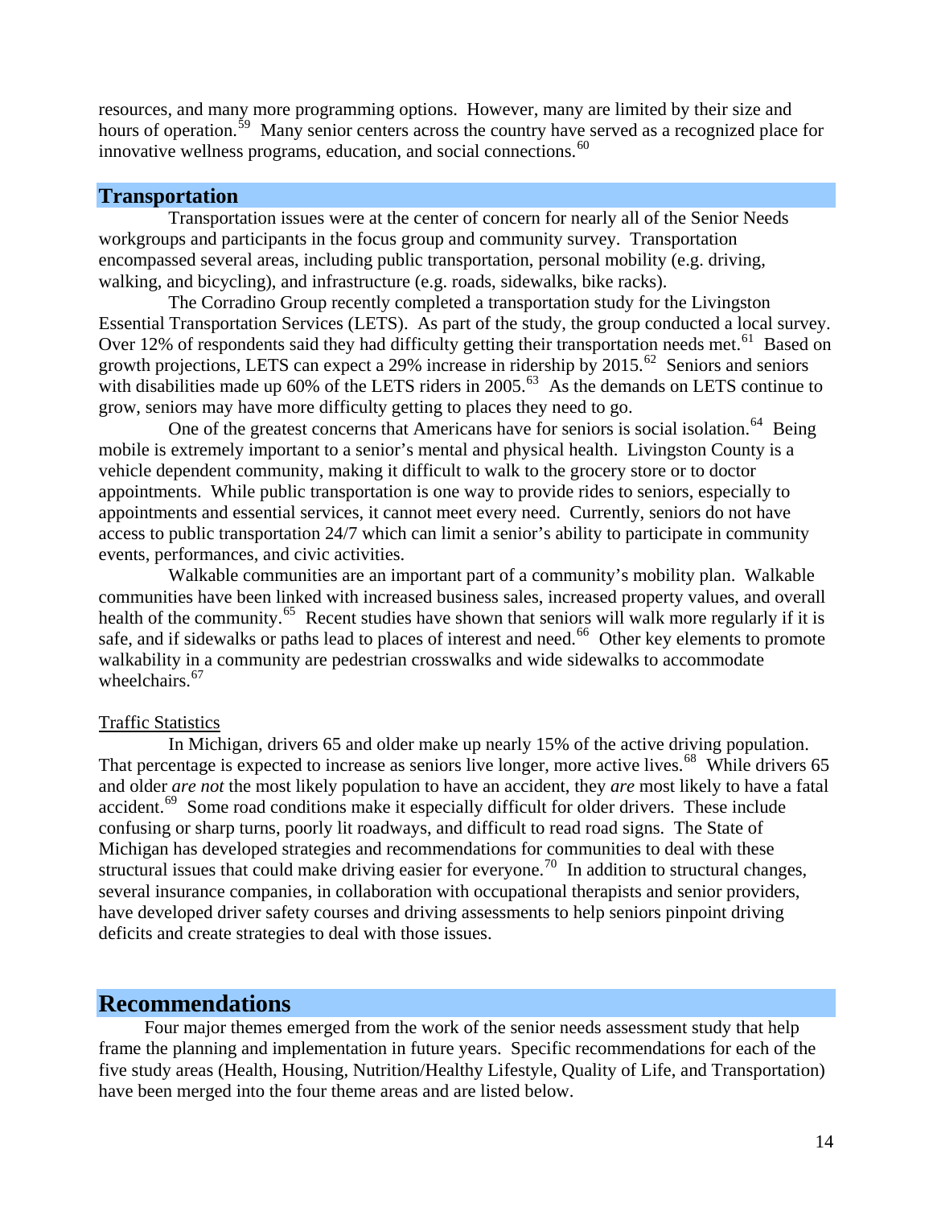resources, and many more programming options. However, many are limited by their size and hours of operation.[59] Many senior centers across the country have served as a recognized place for innovative wellness programs, education, and social connections.[60]

## Transportation

Transportation issues were at the center of concern for nearly all of the Senior Needs workgroups and participants in the focus group and community survey. Transportation encompassed several areas, including public transportation, personal mobility (e.g. driving, walking, and bicycling), and infrastructure (e.g. roads, sidewalks, bike racks).

The Corradino Group recently completed a transportation study for the Livingston Essential Transportation Services (LETS). As part of the study, the group conducted a local survey. Over 12% of respondents said they had difficulty getting their transportation needs met.[61] Based on growth projections, LETS can expect a 29% increase in ridership by 2015.[62] Seniors and seniors with disabilities made up 60% of the LETS riders in 2005.[63] As the demands on LETS continue to grow, seniors may have more difficulty getting to places they need to go.

One of the greatest concerns that Americans have for seniors is social isolation.[64] Being mobile is extremely important to a senior's mental and physical health. Livingston County is a vehicle dependent community, making it difficult to walk to the grocery store or to doctor appointments. While public transportation is one way to provide rides to seniors, especially to appointments and essential services, it cannot meet every need. Currently, seniors do not have access to public transportation 24/7 which can limit a senior's ability to participate in community events, performances, and civic activities.

Walkable communities are an important part of a community's mobility plan. Walkable communities have been linked with increased business sales, increased property values, and overall health of the community.[65] Recent studies have shown that seniors will walk more regularly if it is safe, and if sidewalks or paths lead to places of interest and need.[66] Other key elements to promote walkability in a community are pedestrian crosswalks and wide sidewalks to accommodate wheelchairs.[67]

### Traffic Statistics

In Michigan, drivers 65 and older make up nearly 15% of the active driving population. That percentage is expected to increase as seniors live longer, more active lives.[68] While drivers 65 and older *are not* the most likely population to have an accident, they *are* most likely to have a fatal accident.[69] Some road conditions make it especially difficult for older drivers. These include confusing or sharp turns, poorly lit roadways, and difficult to read road signs. The State of Michigan has developed strategies and recommendations for communities to deal with these structural issues that could make driving easier for everyone.[70] In addition to structural changes, several insurance companies, in collaboration with occupational therapists and senior providers, have developed driver safety courses and driving assessments to help seniors pinpoint driving deficits and create strategies to deal with those issues.

## Recommendations

Four major themes emerged from the work of the senior needs assessment study that help frame the planning and implementation in future years. Specific recommendations for each of the five study areas (Health, Housing, Nutrition/Healthy Lifestyle, Quality of Life, and Transportation) have been merged into the four theme areas and are listed below.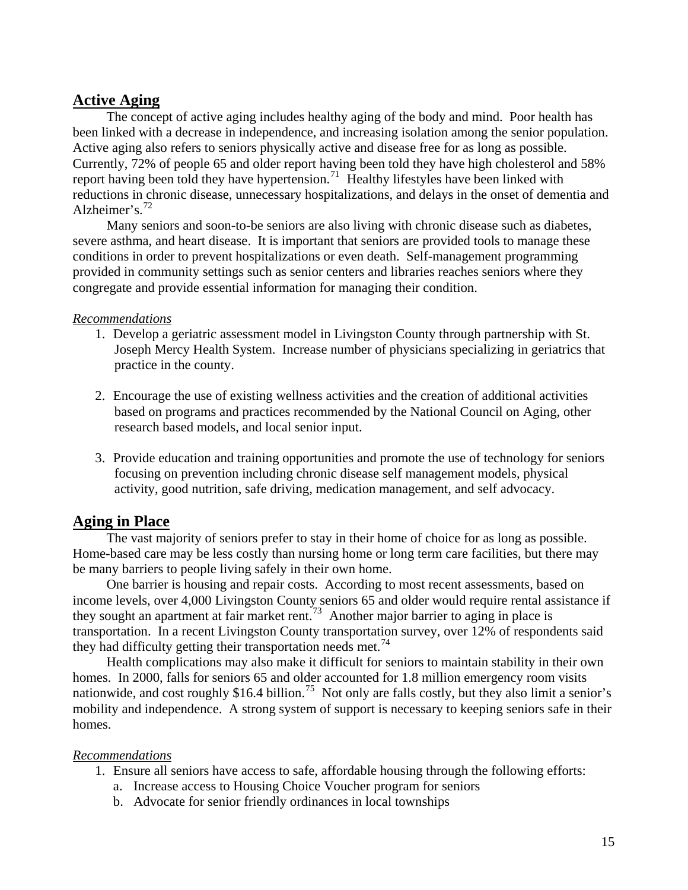## Active Aging

The concept of active aging includes healthy aging of the body and mind. Poor health has been linked with a decrease in independence, and increasing isolation among the senior population. Active aging also refers to seniors physically active and disease free for as long as possible. Currently, 72% of people 65 and older report having been told they have high cholesterol and 58% report having been told they have hypertension.[71] Healthy lifestyles have been linked with reductions in chronic disease, unnecessary hospitalizations, and delays in the onset of dementia and Alzheimer's.[72]

Many seniors and soon-to-be seniors are also living with chronic disease such as diabetes, severe asthma, and heart disease. It is important that seniors are provided tools to manage these conditions in order to prevent hospitalizations or even death. Self-management programming provided in community settings such as senior centers and libraries reaches seniors where they congregate and provide essential information for managing their condition.

*Recommendations*

1. Develop a geriatric assessment model in Livingston County through partnership with St. Joseph Mercy Health System. Increase number of physicians specializing in geriatrics that practice in the county.

2. Encourage the use of existing wellness activities and the creation of additional activities based on programs and practices recommended by the National Council on Aging, other research based models, and local senior input.

3. Provide education and training opportunities and promote the use of technology for seniors focusing on prevention including chronic disease self management models, physical activity, good nutrition, safe driving, medication management, and self advocacy.

## Aging in Place

The vast majority of seniors prefer to stay in their home of choice for as long as possible. Home-based care may be less costly than nursing home or long term care facilities, but there may be many barriers to people living safely in their own home.

One barrier is housing and repair costs. According to most recent assessments, based on income levels, over 4,000 Livingston County seniors 65 and older would require rental assistance if they sought an apartment at fair market rent.[73] Another major barrier to aging in place is transportation. In a recent Livingston County transportation survey, over 12% of respondents said they had difficulty getting their transportation needs met.[74]

Health complications may also make it difficult for seniors to maintain stability in their own homes. In 2000, falls for seniors 65 and older accounted for 1.8 million emergency room visits nationwide, and cost roughly $16.4 billion.[75] Not only are falls costly, but they also limit a senior's mobility and independence. A strong system of support is necessary to keeping seniors safe in their homes.

*Recommendations*

1. Ensure all seniors have access to safe, affordable housing through the following efforts:
   a. Increase access to Housing Choice Voucher program for seniors
   b. Advocate for senior friendly ordinances in local townships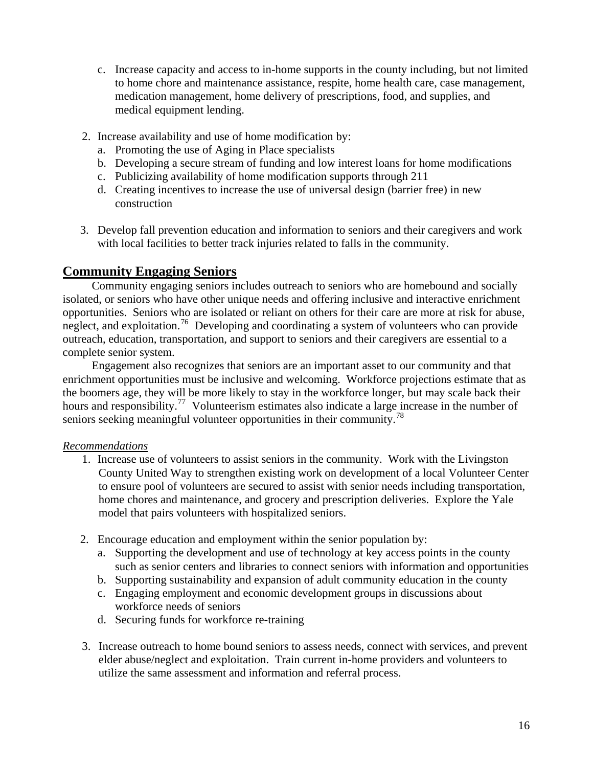c. Increase capacity and access to in-home supports in the county including, but not limited to home chore and maintenance assistance, respite, home health care, case management, medication management, home delivery of prescriptions, food, and supplies, and medical equipment lending.

2. Increase availability and use of home modification by:
   a. Promoting the use of Aging in Place specialists
   b. Developing a secure stream of funding and low interest loans for home modifications
   c. Publicizing availability of home modification supports through 211
   d. Creating incentives to increase the use of universal design (barrier free) in new construction

3. Develop fall prevention education and information to seniors and their caregivers and work with local facilities to better track injuries related to falls in the community.

## Community Engaging Seniors

Community engaging seniors includes outreach to seniors who are homebound and socially isolated, or seniors who have other unique needs and offering inclusive and interactive enrichment opportunities. Seniors who are isolated or reliant on others for their care are more at risk for abuse, neglect, and exploitation.[76] Developing and coordinating a system of volunteers who can provide outreach, education, transportation, and support to seniors and their caregivers are essential to a complete senior system.

Engagement also recognizes that seniors are an important asset to our community and that enrichment opportunities must be inclusive and welcoming. Workforce projections estimate that as the boomers age, they will be more likely to stay in the workforce longer, but may scale back their hours and responsibility.[77] Volunteerism estimates also indicate a large increase in the number of seniors seeking meaningful volunteer opportunities in their community.[78]

*Recommendations*

1. Increase use of volunteers to assist seniors in the community. Work with the Livingston County United Way to strengthen existing work on development of a local Volunteer Center to ensure pool of volunteers are secured to assist with senior needs including transportation, home chores and maintenance, and grocery and prescription deliveries. Explore the Yale model that pairs volunteers with hospitalized seniors.

2. Encourage education and employment within the senior population by:
   a. Supporting the development and use of technology at key access points in the county such as senior centers and libraries to connect seniors with information and opportunities
   b. Supporting sustainability and expansion of adult community education in the county
   c. Engaging employment and economic development groups in discussions about workforce needs of seniors
   d. Securing funds for workforce re-training

3. Increase outreach to home bound seniors to assess needs, connect with services, and prevent elder abuse/neglect and exploitation. Train current in-home providers and volunteers to utilize the same assessment and information and referral process.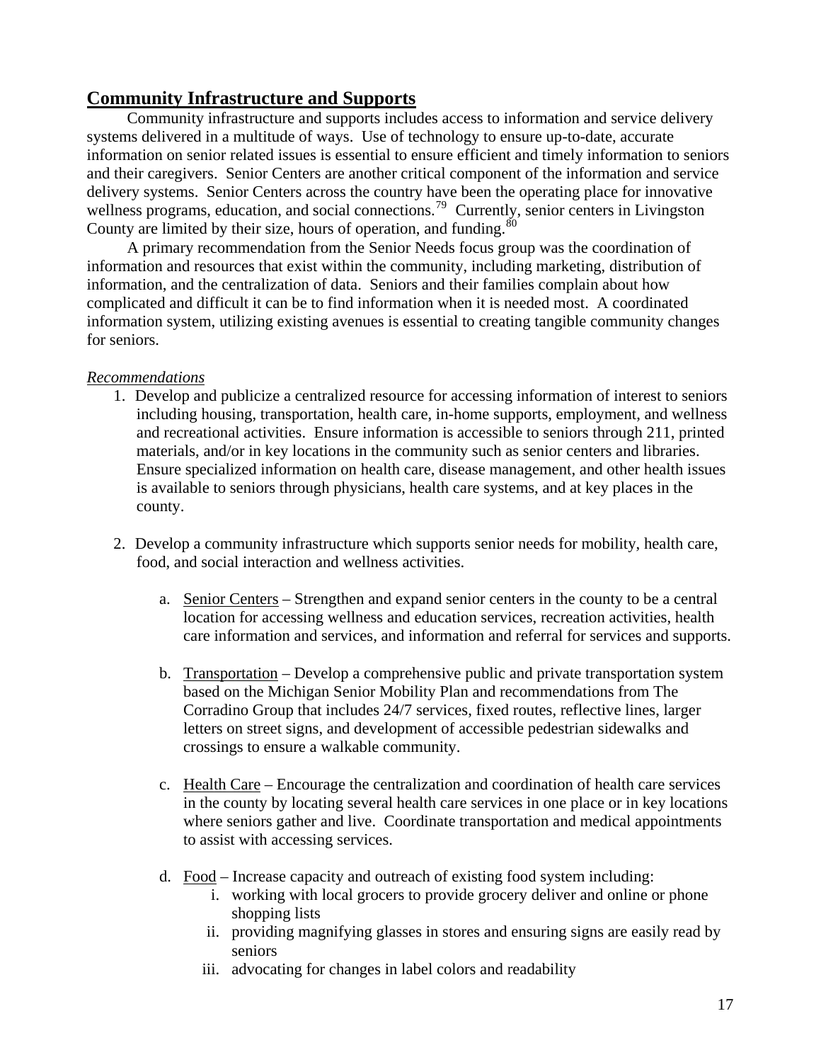## Community Infrastructure and Supports

Community infrastructure and supports includes access to information and service delivery systems delivered in a multitude of ways. Use of technology to ensure up-to-date, accurate information on senior related issues is essential to ensure efficient and timely information to seniors and their caregivers. Senior Centers are another critical component of the information and service delivery systems. Senior Centers across the country have been the operating place for innovative wellness programs, education, and social connections.[79] Currently, senior centers in Livingston County are limited by their size, hours of operation, and funding.[80]

A primary recommendation from the Senior Needs focus group was the coordination of information and resources that exist within the community, including marketing, distribution of information, and the centralization of data. Seniors and their families complain about how complicated and difficult it can be to find information when it is needed most. A coordinated information system, utilizing existing avenues is essential to creating tangible community changes for seniors.

*Recommendations*

1. Develop and publicize a centralized resource for accessing information of interest to seniors including housing, transportation, health care, in-home supports, employment, and wellness and recreational activities. Ensure information is accessible to seniors through 211, printed materials, and/or in key locations in the community such as senior centers and libraries. Ensure specialized information on health care, disease management, and other health issues is available to seniors through physicians, health care systems, and at key places in the county.

2. Develop a community infrastructure which supports senior needs for mobility, health care, food, and social interaction and wellness activities.

    a. <u>Senior Centers</u> – Strengthen and expand senior centers in the county to be a central location for accessing wellness and education services, recreation activities, health care information and services, and information and referral for services and supports.

    b. <u>Transportation</u> – Develop a comprehensive public and private transportation system based on the Michigan Senior Mobility Plan and recommendations from The Corradino Group that includes 24/7 services, fixed routes, reflective lines, larger letters on street signs, and development of accessible pedestrian sidewalks and crossings to ensure a walkable community.

    c. <u>Health Care</u> – Encourage the centralization and coordination of health care services in the county by locating several health care services in one place or in key locations where seniors gather and live. Coordinate transportation and medical appointments to assist with accessing services.

    d. <u>Food</u> – Increase capacity and outreach of existing food system including:
        i. working with local grocers to provide grocery deliver and online or phone shopping lists
        ii. providing magnifying glasses in stores and ensuring signs are easily read by seniors
        iii. advocating for changes in label colors and readability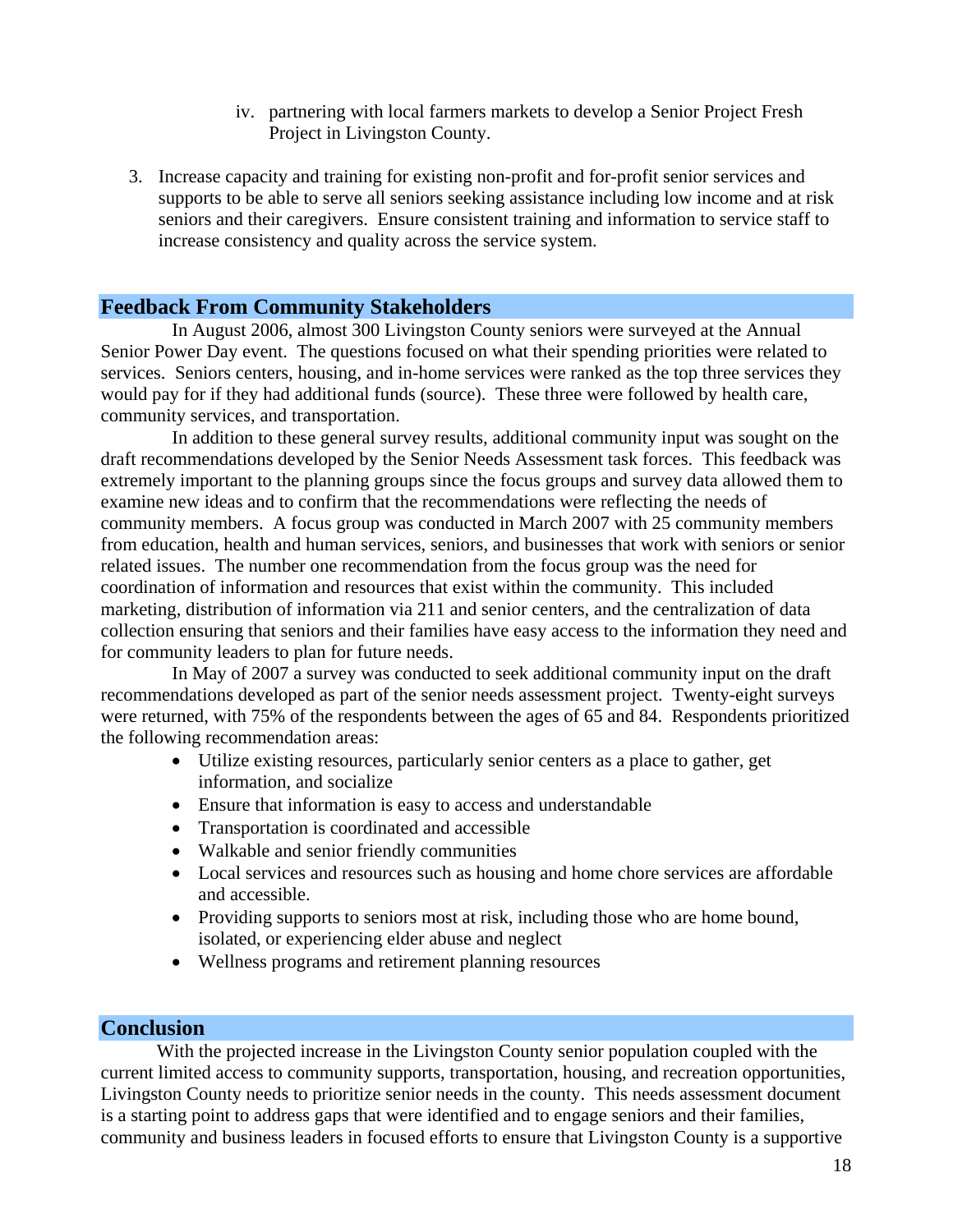iv. partnering with local farmers markets to develop a Senior Project Fresh Project in Livingston County.

3. Increase capacity and training for existing non-profit and for-profit senior services and supports to be able to serve all seniors seeking assistance including low income and at risk seniors and their caregivers. Ensure consistent training and information to service staff to increase consistency and quality across the service system.

## Feedback From Community Stakeholders

In August 2006, almost 300 Livingston County seniors were surveyed at the Annual Senior Power Day event. The questions focused on what their spending priorities were related to services. Seniors centers, housing, and in-home services were ranked as the top three services they would pay for if they had additional funds (source). These three were followed by health care, community services, and transportation.

In addition to these general survey results, additional community input was sought on the draft recommendations developed by the Senior Needs Assessment task forces. This feedback was extremely important to the planning groups since the focus groups and survey data allowed them to examine new ideas and to confirm that the recommendations were reflecting the needs of community members. A focus group was conducted in March 2007 with 25 community members from education, health and human services, seniors, and businesses that work with seniors or senior related issues. The number one recommendation from the focus group was the need for coordination of information and resources that exist within the community. This included marketing, distribution of information via 211 and senior centers, and the centralization of data collection ensuring that seniors and their families have easy access to the information they need and for community leaders to plan for future needs.

In May of 2007 a survey was conducted to seek additional community input on the draft recommendations developed as part of the senior needs assessment project. Twenty-eight surveys were returned, with 75% of the respondents between the ages of 65 and 84. Respondents prioritized the following recommendation areas:

- Utilize existing resources, particularly senior centers as a place to gather, get information, and socialize
- Ensure that information is easy to access and understandable
- Transportation is coordinated and accessible
- Walkable and senior friendly communities
- Local services and resources such as housing and home chore services are affordable and accessible.
- Providing supports to seniors most at risk, including those who are home bound, isolated, or experiencing elder abuse and neglect
- Wellness programs and retirement planning resources

## Conclusion

With the projected increase in the Livingston County senior population coupled with the current limited access to community supports, transportation, housing, and recreation opportunities, Livingston County needs to prioritize senior needs in the county. This needs assessment document is a starting point to address gaps that were identified and to engage seniors and their families, community and business leaders in focused efforts to ensure that Livingston County is a supportive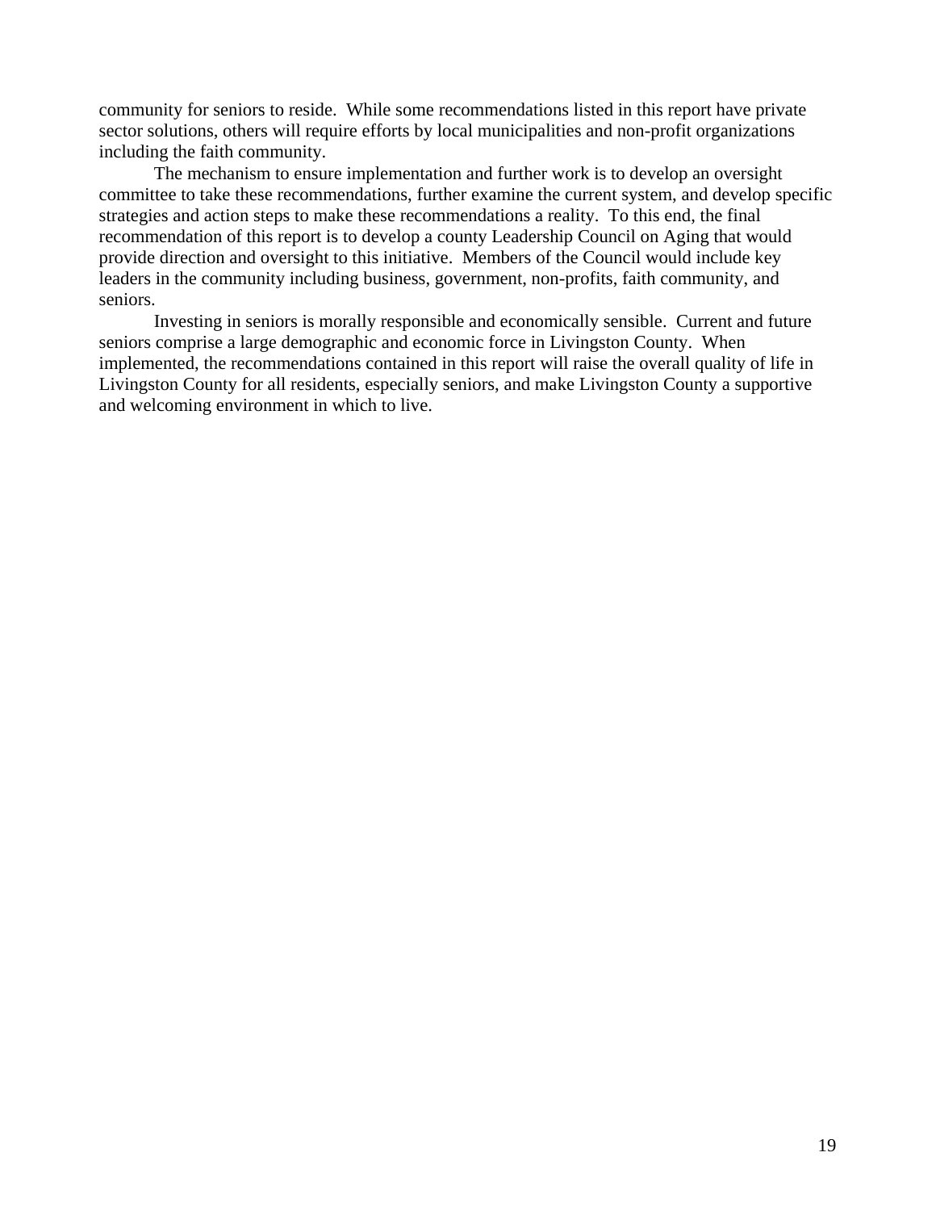community for seniors to reside. While some recommendations listed in this report have private sector solutions, others will require efforts by local municipalities and non-profit organizations including the faith community.

The mechanism to ensure implementation and further work is to develop an oversight committee to take these recommendations, further examine the current system, and develop specific strategies and action steps to make these recommendations a reality. To this end, the final recommendation of this report is to develop a county Leadership Council on Aging that would provide direction and oversight to this initiative. Members of the Council would include key leaders in the community including business, government, non-profits, faith community, and seniors.

Investing in seniors is morally responsible and economically sensible. Current and future seniors comprise a large demographic and economic force in Livingston County. When implemented, the recommendations contained in this report will raise the overall quality of life in Livingston County for all residents, especially seniors, and make Livingston County a supportive and welcoming environment in which to live.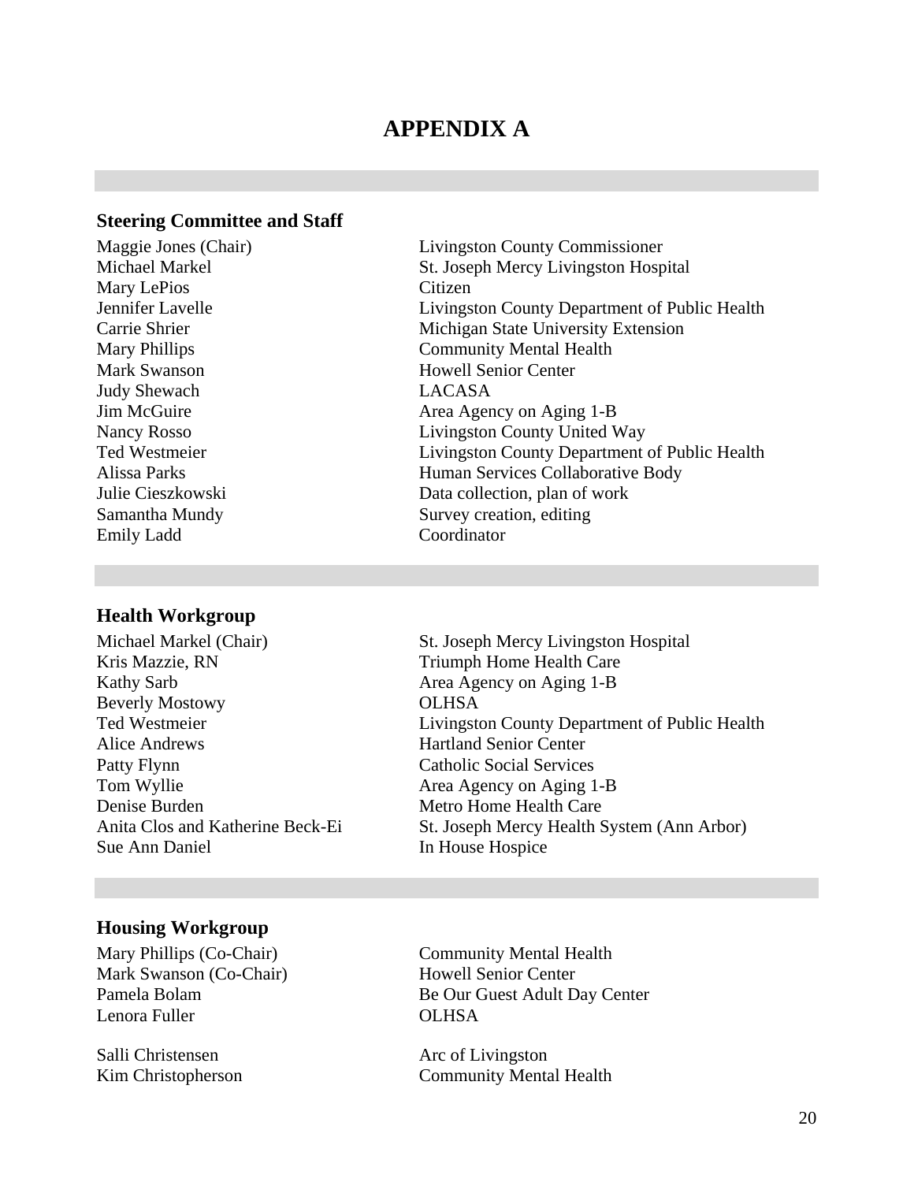# APPENDIX A

## Steering Committee and Staff

| | |
|---|---|
| Maggie Jones (Chair) | Livingston County Commissioner |
| Michael Markel | St. Joseph Mercy Livingston Hospital |
| Mary LePios | Citizen |
| Jennifer Lavelle | Livingston County Department of Public Health |
| Carrie Shrier | Michigan State University Extension |
| Mary Phillips | Community Mental Health |
| Mark Swanson | Howell Senior Center |
| Judy Shewach | LACASA |
| Jim McGuire | Area Agency on Aging 1-B |
| Nancy Rosso | Livingston County United Way |
| Ted Westmeier | Livingston County Department of Public Health |
| Alissa Parks | Human Services Collaborative Body |
| Julie Cieszkowski | Data collection, plan of work |
| Samantha Mundy | Survey creation, editing |
| Emily Ladd | Coordinator |

## Health Workgroup

| | |
|---|---|
| Michael Markel (Chair) | St. Joseph Mercy Livingston Hospital |
| Kris Mazzie, RN | Triumph Home Health Care |
| Kathy Sarb | Area Agency on Aging 1-B |
| Beverly Mostowy | OLHSA |
| Ted Westmeier | Livingston County Department of Public Health |
| Alice Andrews | Hartland Senior Center |
| Patty Flynn | Catholic Social Services |
| Tom Wyllie | Area Agency on Aging 1-B |
| Denise Burden | Metro Home Health Care |
| Anita Clos and Katherine Beck-Ei | St. Joseph Mercy Health System (Ann Arbor) |
| Sue Ann Daniel | In House Hospice |

## Housing Workgroup

| | |
|---|---|
| Mary Phillips (Co-Chair) | Community Mental Health |
| Mark Swanson (Co-Chair) | Howell Senior Center |
| Pamela Bolam | Be Our Guest Adult Day Center |
| Lenora Fuller | OLHSA |
| Salli Christensen | Arc of Livingston |
| Kim Christopherson | Community Mental Health |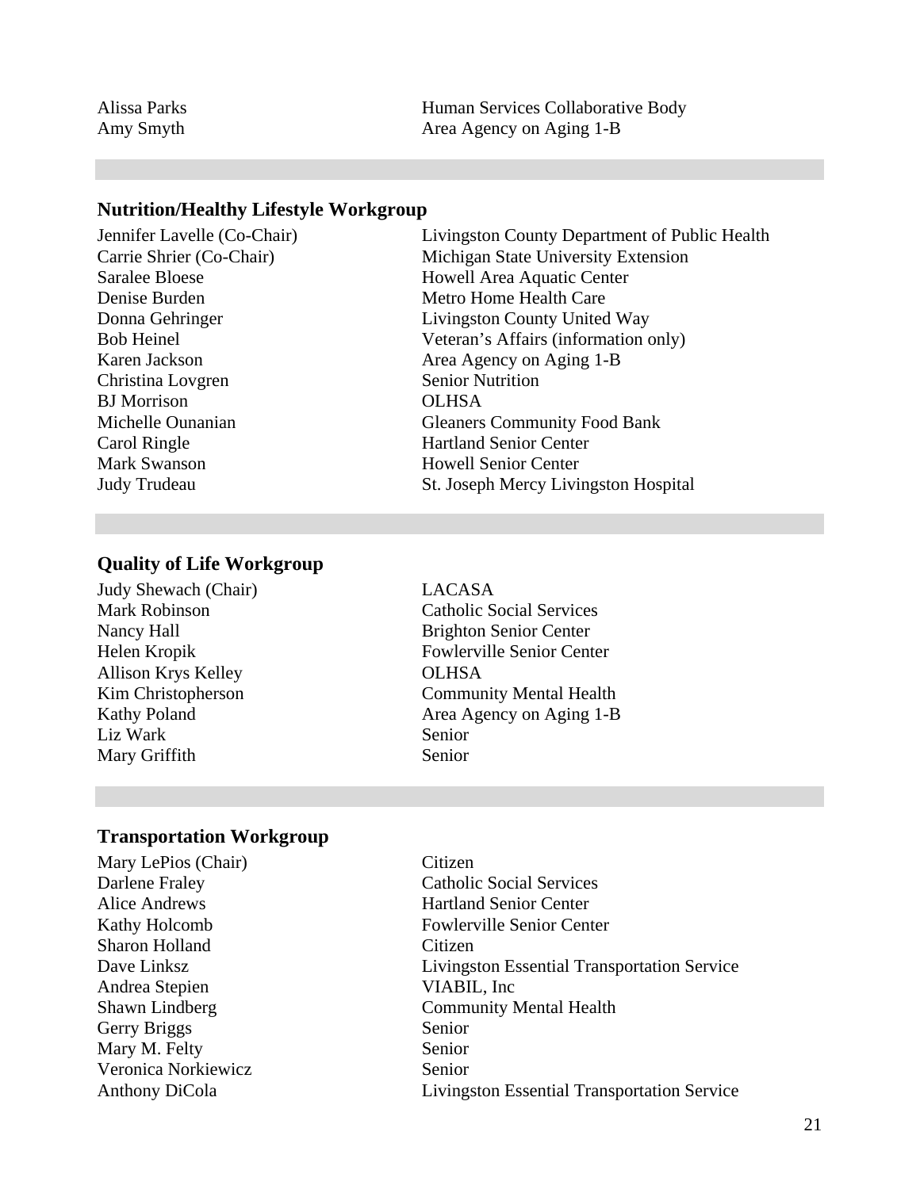| | |
|---|---|
| Alissa Parks | Human Services Collaborative Body |
| Amy Smyth | Area Agency on Aging 1-B |

### Nutrition/Healthy Lifestyle Workgroup

| | |
|---|---|
| Jennifer Lavelle (Co-Chair) | Livingston County Department of Public Health |
| Carrie Shrier (Co-Chair) | Michigan State University Extension |
| Saralee Bloese | Howell Area Aquatic Center |
| Denise Burden | Metro Home Health Care |
| Donna Gehringer | Livingston County United Way |
| Bob Heinel | Veteran's Affairs (information only) |
| Karen Jackson | Area Agency on Aging 1-B |
| Christina Lovgren | Senior Nutrition |
| BJ Morrison | OLHSA |
| Michelle Ounanian | Gleaners Community Food Bank |
| Carol Ringle | Hartland Senior Center |
| Mark Swanson | Howell Senior Center |
| Judy Trudeau | St. Joseph Mercy Livingston Hospital |

### Quality of Life Workgroup

| | |
|---|---|
| Judy Shewach (Chair) | LACASA |
| Mark Robinson | Catholic Social Services |
| Nancy Hall | Brighton Senior Center |
| Helen Kropik | Fowlerville Senior Center |
| Allison Krys Kelley | OLHSA |
| Kim Christopherson | Community Mental Health |
| Kathy Poland | Area Agency on Aging 1-B |
| Liz Wark | Senior |
| Mary Griffith | Senior |

### Transportation Workgroup

| | |
|---|---|
| Mary LePios (Chair) | Citizen |
| Darlene Fraley | Catholic Social Services |
| Alice Andrews | Hartland Senior Center |
| Kathy Holcomb | Fowlerville Senior Center |
| Sharon Holland | Citizen |
| Dave Linksz | Livingston Essential Transportation Service |
| Andrea Stepien | VIABIL, Inc |
| Shawn Lindberg | Community Mental Health |
| Gerry Briggs | Senior |
| Mary M. Felty | Senior |
| Veronica Norkiewicz | Senior |
| Anthony DiCola | Livingston Essential Transportation Service |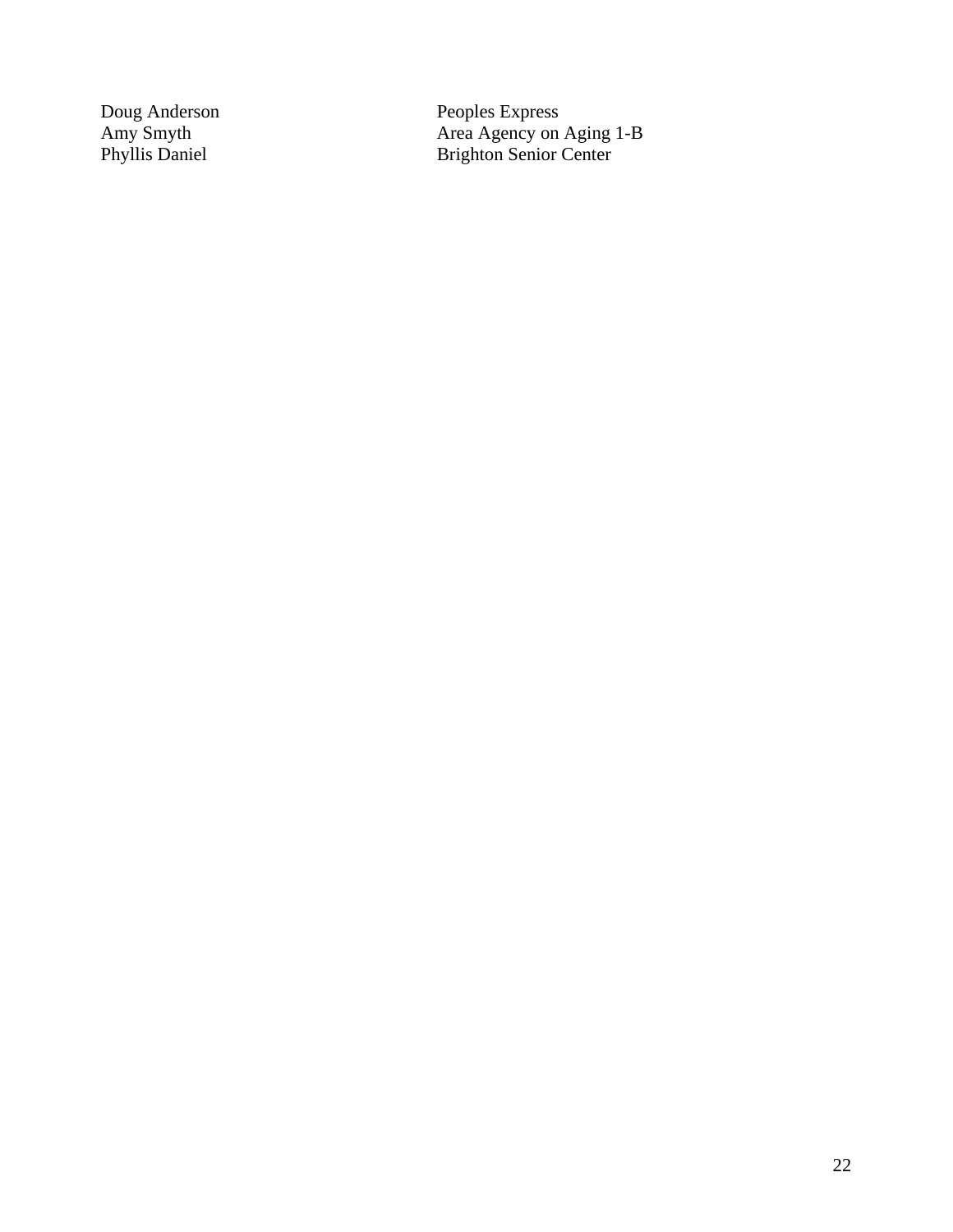| | |
|---|---|
| Doug Anderson | Peoples Express |
| Amy Smyth | Area Agency on Aging 1-B |
| Phyllis Daniel | Brighton Senior Center |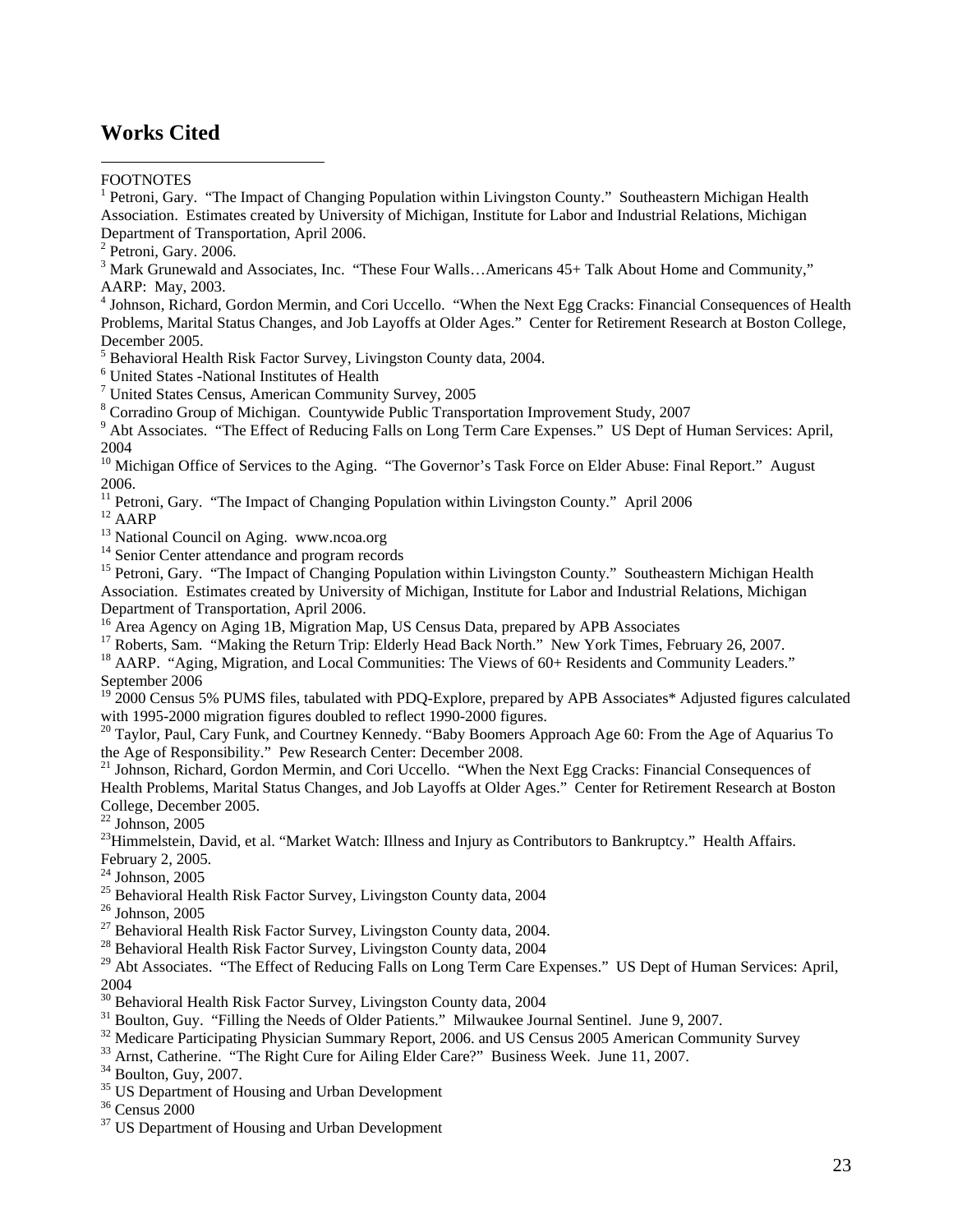## Works Cited

FOOTNOTES

[1] Petroni, Gary. "The Impact of Changing Population within Livingston County." Southeastern Michigan Health Association. Estimates created by University of Michigan, Institute for Labor and Industrial Relations, Michigan Department of Transportation, April 2006.

[2] Petroni, Gary. 2006.

[3] Mark Grunewald and Associates, Inc. "These Four Walls…Americans 45+ Talk About Home and Community," AARP: May, 2003.

[4] Johnson, Richard, Gordon Mermin, and Cori Uccello. "When the Next Egg Cracks: Financial Consequences of Health Problems, Marital Status Changes, and Job Layoffs at Older Ages." Center for Retirement Research at Boston College, December 2005.

[5] Behavioral Health Risk Factor Survey, Livingston County data, 2004.

[6] United States -National Institutes of Health

[7] United States Census, American Community Survey, 2005

[8] Corradino Group of Michigan. Countywide Public Transportation Improvement Study, 2007

[9] Abt Associates. "The Effect of Reducing Falls on Long Term Care Expenses." US Dept of Human Services: April, 2004

[10] Michigan Office of Services to the Aging. "The Governor's Task Force on Elder Abuse: Final Report." August 2006.

[11] Petroni, Gary. "The Impact of Changing Population within Livingston County." April 2006

[12] AARP

[13] National Council on Aging. www.ncoa.org

[14] Senior Center attendance and program records

[15] Petroni, Gary. "The Impact of Changing Population within Livingston County." Southeastern Michigan Health Association. Estimates created by University of Michigan, Institute for Labor and Industrial Relations, Michigan Department of Transportation, April 2006.

[16] Area Agency on Aging 1B, Migration Map, US Census Data, prepared by APB Associates

[17] Roberts, Sam. "Making the Return Trip: Elderly Head Back North." New York Times, February 26, 2007.

[18] AARP. "Aging, Migration, and Local Communities: The Views of 60+ Residents and Community Leaders." September 2006

[19] 2000 Census 5% PUMS files, tabulated with PDQ-Explore, prepared by APB Associates* Adjusted figures calculated with 1995-2000 migration figures doubled to reflect 1990-2000 figures.

[20] Taylor, Paul, Cary Funk, and Courtney Kennedy. "Baby Boomers Approach Age 60: From the Age of Aquarius To the Age of Responsibility." Pew Research Center: December 2008.

[21] Johnson, Richard, Gordon Mermin, and Cori Uccello. "When the Next Egg Cracks: Financial Consequences of Health Problems, Marital Status Changes, and Job Layoffs at Older Ages." Center for Retirement Research at Boston College, December 2005.

[22] Johnson, 2005

[23] Himmelstein, David, et al. "Market Watch: Illness and Injury as Contributors to Bankruptcy." Health Affairs. February 2, 2005.

[24] Johnson, 2005

[25] Behavioral Health Risk Factor Survey, Livingston County data, 2004

[26] Johnson, 2005

[27] Behavioral Health Risk Factor Survey, Livingston County data, 2004.

[28] Behavioral Health Risk Factor Survey, Livingston County data, 2004

[29] Abt Associates. "The Effect of Reducing Falls on Long Term Care Expenses." US Dept of Human Services: April, 2004

[30] Behavioral Health Risk Factor Survey, Livingston County data, 2004

[31] Boulton, Guy. "Filling the Needs of Older Patients." Milwaukee Journal Sentinel. June 9, 2007.

[32] Medicare Participating Physician Summary Report, 2006. and US Census 2005 American Community Survey

[33] Arnst, Catherine. "The Right Cure for Ailing Elder Care?" Business Week. June 11, 2007.

[34] Boulton, Guy, 2007.

[35] US Department of Housing and Urban Development

[36] Census 2000

[37] US Department of Housing and Urban Development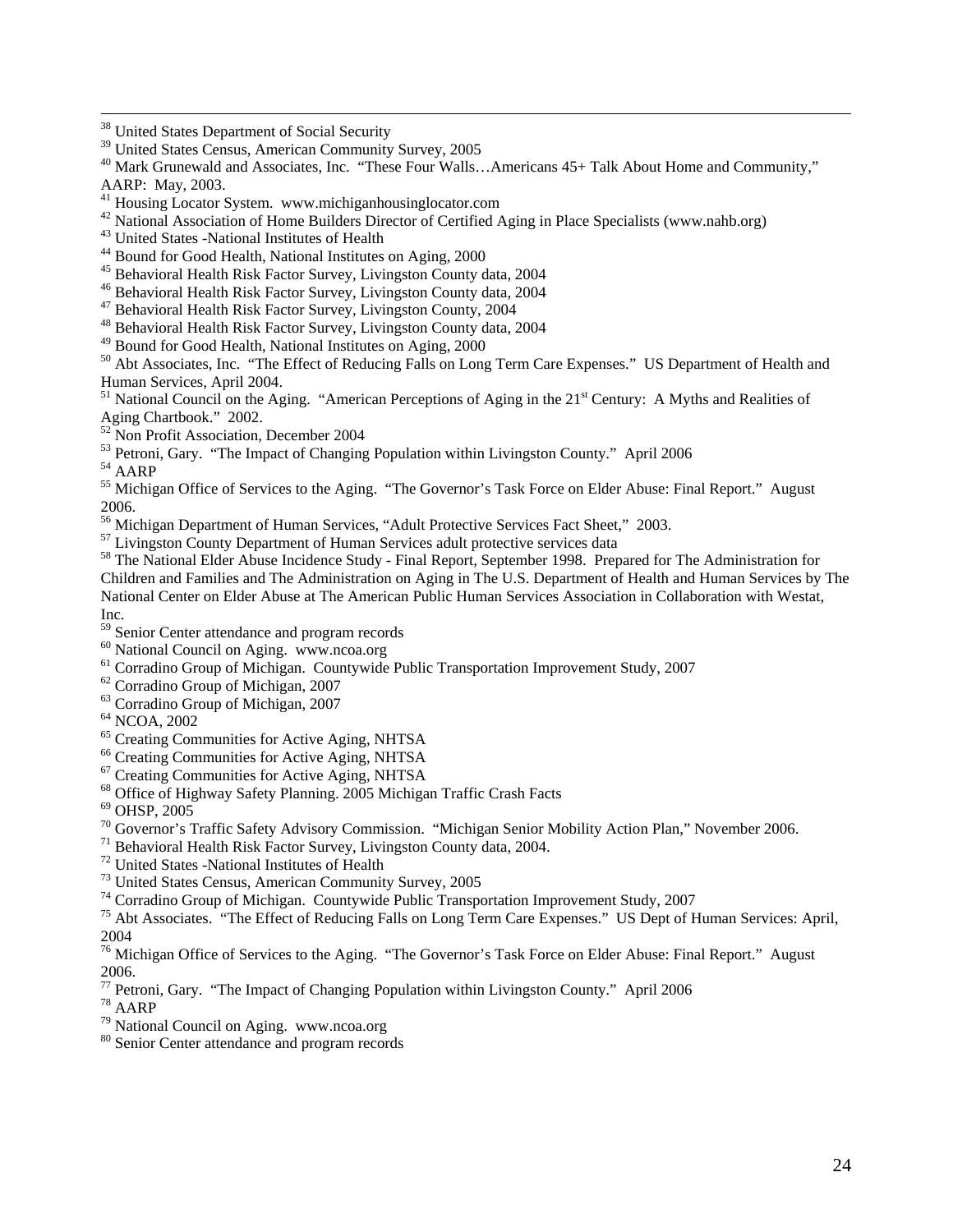[38] United States Department of Social Security

[39] United States Census, American Community Survey, 2005

[40] Mark Grunewald and Associates, Inc. "These Four Walls…Americans 45+ Talk About Home and Community," AARP: May, 2003.

[41] Housing Locator System. www.michiganhousinglocator.com

[42] National Association of Home Builders Director of Certified Aging in Place Specialists (www.nahb.org)

[43] United States -National Institutes of Health

[44] Bound for Good Health, National Institutes on Aging, 2000

[45] Behavioral Health Risk Factor Survey, Livingston County data, 2004

[46] Behavioral Health Risk Factor Survey, Livingston County data, 2004

[47] Behavioral Health Risk Factor Survey, Livingston County, 2004

[48] Behavioral Health Risk Factor Survey, Livingston County data, 2004

[49] Bound for Good Health, National Institutes on Aging, 2000

[50] Abt Associates, Inc. "The Effect of Reducing Falls on Long Term Care Expenses." US Department of Health and Human Services, April 2004.

[51] National Council on the Aging. "American Perceptions of Aging in the 21st Century: A Myths and Realities of Aging Chartbook." 2002.

[52] Non Profit Association, December 2004

[53] Petroni, Gary. "The Impact of Changing Population within Livingston County." April 2006

[54] AARP

[55] Michigan Office of Services to the Aging. "The Governor's Task Force on Elder Abuse: Final Report." August 2006.

[56] Michigan Department of Human Services, "Adult Protective Services Fact Sheet," 2003.

[57] Livingston County Department of Human Services adult protective services data

[58] The National Elder Abuse Incidence Study - Final Report, September 1998. Prepared for The Administration for Children and Families and The Administration on Aging in The U.S. Department of Health and Human Services by The National Center on Elder Abuse at The American Public Human Services Association in Collaboration with Westat, Inc.

[59] Senior Center attendance and program records

[60] National Council on Aging. www.ncoa.org

[61] Corradino Group of Michigan. Countywide Public Transportation Improvement Study, 2007

[62] Corradino Group of Michigan, 2007

[63] Corradino Group of Michigan, 2007

[64] NCOA, 2002

[65] Creating Communities for Active Aging, NHTSA

[66] Creating Communities for Active Aging, NHTSA

[67] Creating Communities for Active Aging, NHTSA

[68] Office of Highway Safety Planning. 2005 Michigan Traffic Crash Facts

[69] OHSP, 2005

[70] Governor's Traffic Safety Advisory Commission. "Michigan Senior Mobility Action Plan," November 2006.

[71] Behavioral Health Risk Factor Survey, Livingston County data, 2004.

[72] United States -National Institutes of Health

[73] United States Census, American Community Survey, 2005

[74] Corradino Group of Michigan. Countywide Public Transportation Improvement Study, 2007

[75] Abt Associates. "The Effect of Reducing Falls on Long Term Care Expenses." US Dept of Human Services: April, 2004

[76] Michigan Office of Services to the Aging. "The Governor's Task Force on Elder Abuse: Final Report." August 2006.

[77] Petroni, Gary. "The Impact of Changing Population within Livingston County." April 2006

[78] AARP

[79] National Council on Aging. www.ncoa.org

[80] Senior Center attendance and program records